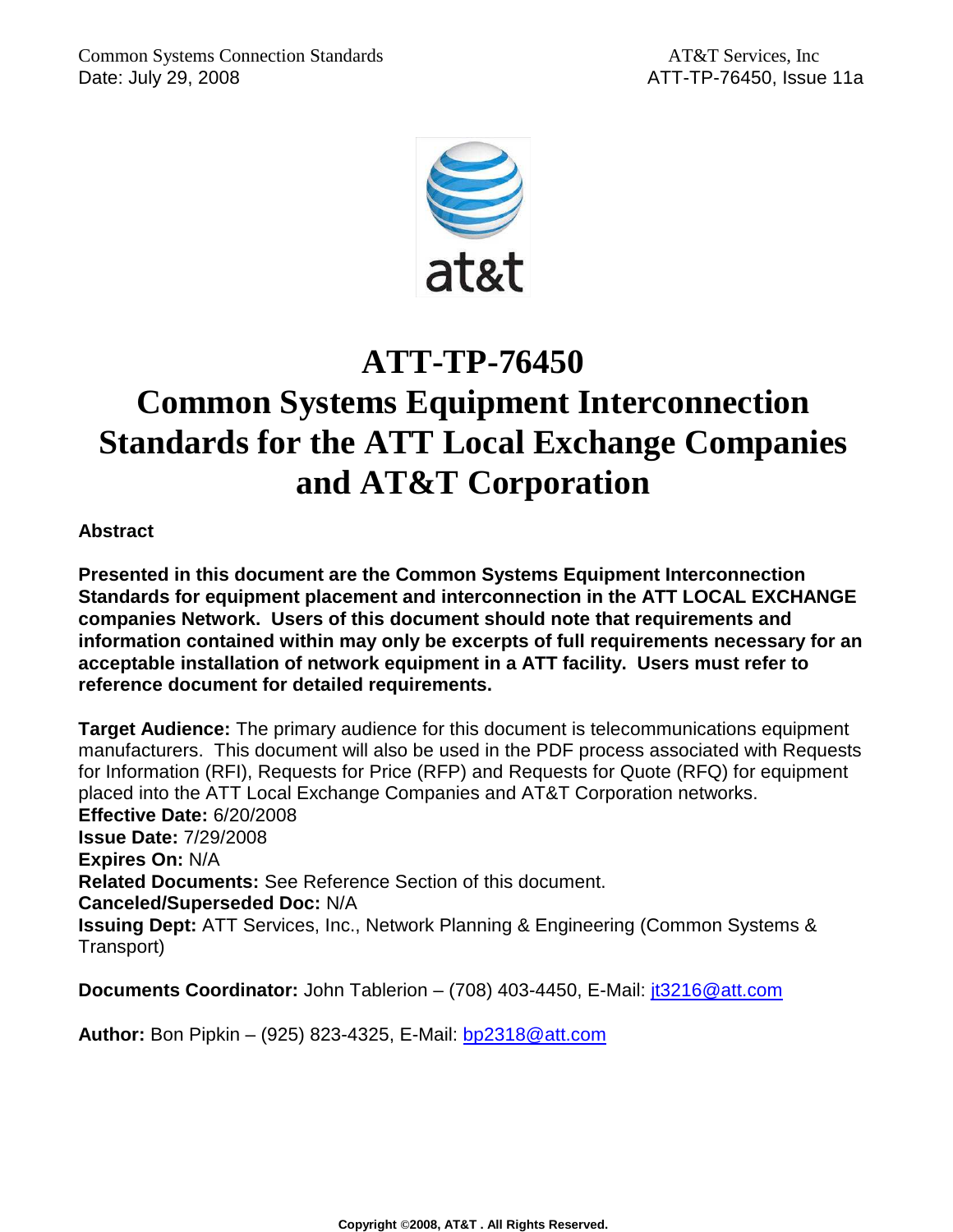# ATT-TP-76450

# Common Systems Equipment Interconnection Standards for the ATT Local Exchange Companies and AT&T Corporation

**Abstract**

**Presented in this document are the Common Systems Equipment Interconnection Standards for equipment placement and interconnection in the ATT LOCAL EXCHANGE companies Network. Users of this document should note that requirements and information contained within may only be excerpts of full requirements necessary for an acceptable installation of network equipment in a ATT facility. Users must refer to reference document for detailed requirements.**

**Target Audience:** The primary audience for this document is telecommunications equipment manufacturers. This document will also be used in the PDF process associated with Requests for Information (RFI), Requests for Price (RFP) and Requests for Quote (RFQ) for equipment placed into the ATT Local Exchange Companies and AT&T Corporation networks.
**Effective Date:** 6/20/2008
**Issue Date:** 7/29/2008
**Expires On:** N/A
**Related Documents:** See Reference Section of this document.
**Canceled/Superseded Doc:** N/A
**Issuing Dept:** ATT Services, Inc., Network Planning & Engineering (Common Systems & Transport)

**Documents Coordinator:** John Tablerion – (708) 403-4450, E-Mail: jt3216@att.com

**Author:** Bon Pipkin – (925) 823-4325, E-Mail: bp2318@att.com

**Copyright ©2008, AT&T . All Rights Reserved.**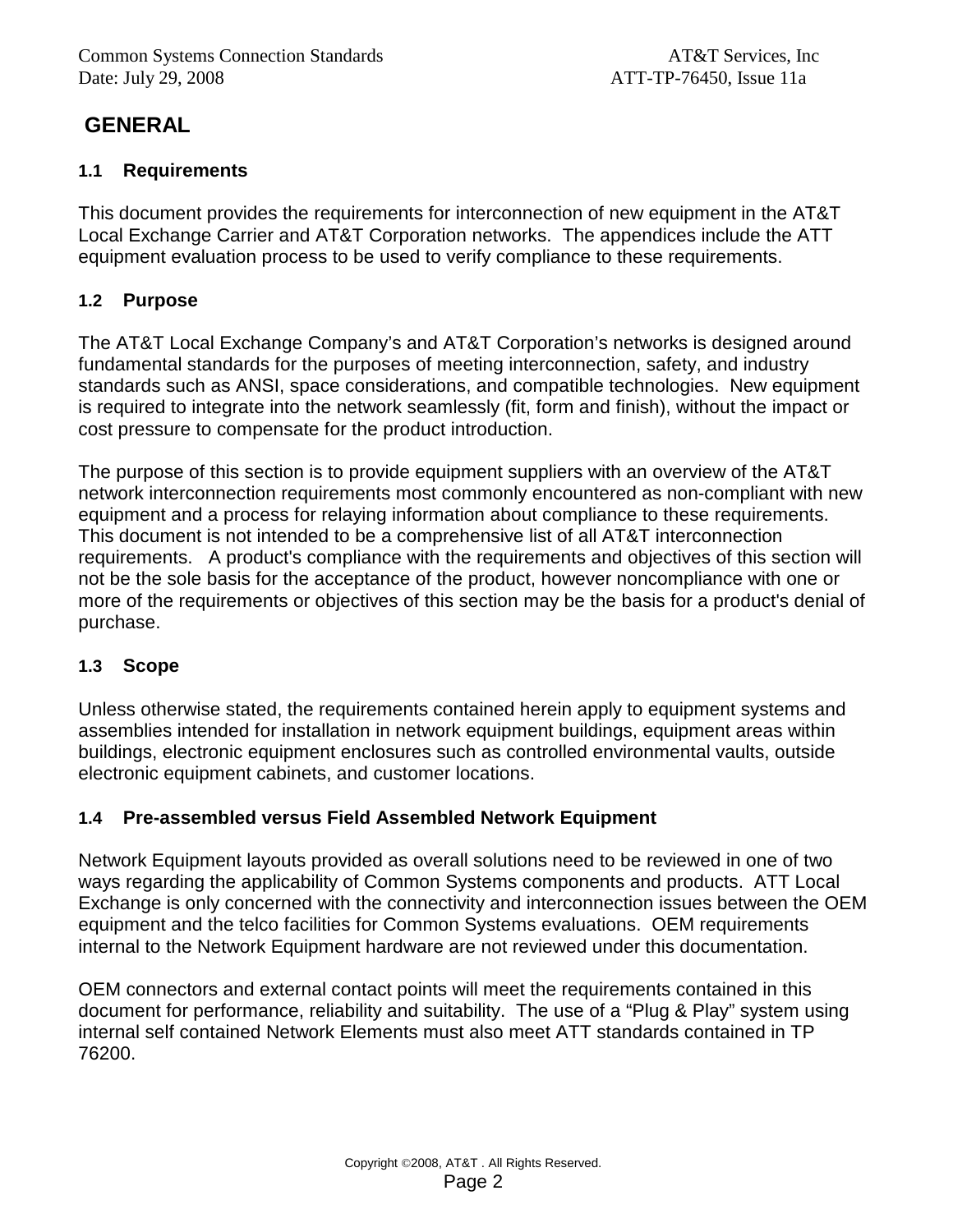# GENERAL

## 1.1 Requirements

This document provides the requirements for interconnection of new equipment in the AT&T Local Exchange Carrier and AT&T Corporation networks. The appendices include the ATT equipment evaluation process to be used to verify compliance to these requirements.

## 1.2 Purpose

The AT&T Local Exchange Company's and AT&T Corporation's networks is designed around fundamental standards for the purposes of meeting interconnection, safety, and industry standards such as ANSI, space considerations, and compatible technologies. New equipment is required to integrate into the network seamlessly (fit, form and finish), without the impact or cost pressure to compensate for the product introduction.

The purpose of this section is to provide equipment suppliers with an overview of the AT&T network interconnection requirements most commonly encountered as non-compliant with new equipment and a process for relaying information about compliance to these requirements. This document is not intended to be a comprehensive list of all AT&T interconnection requirements. A product's compliance with the requirements and objectives of this section will not be the sole basis for the acceptance of the product, however noncompliance with one or more of the requirements or objectives of this section may be the basis for a product's denial of purchase.

## 1.3 Scope

Unless otherwise stated, the requirements contained herein apply to equipment systems and assemblies intended for installation in network equipment buildings, equipment areas within buildings, electronic equipment enclosures such as controlled environmental vaults, outside electronic equipment cabinets, and customer locations.

## 1.4 Pre-assembled versus Field Assembled Network Equipment

Network Equipment layouts provided as overall solutions need to be reviewed in one of two ways regarding the applicability of Common Systems components and products. ATT Local Exchange is only concerned with the connectivity and interconnection issues between the OEM equipment and the telco facilities for Common Systems evaluations. OEM requirements internal to the Network Equipment hardware are not reviewed under this documentation.

OEM connectors and external contact points will meet the requirements contained in this document for performance, reliability and suitability. The use of a "Plug & Play" system using internal self contained Network Elements must also meet ATT standards contained in TP 76200.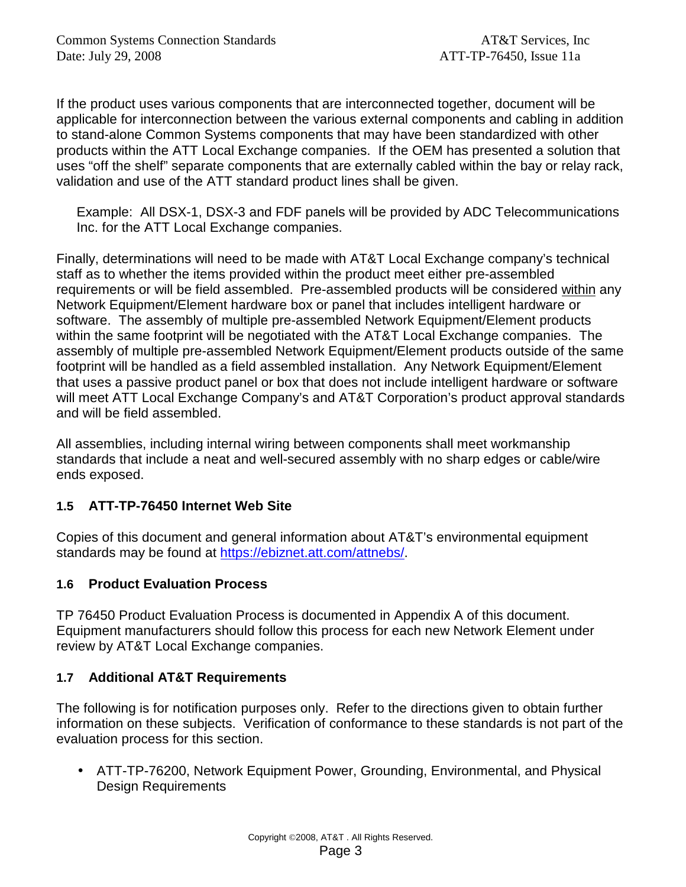If the product uses various components that are interconnected together, document will be applicable for interconnection between the various external components and cabling in addition to stand-alone Common Systems components that may have been standardized with other products within the ATT Local Exchange companies. If the OEM has presented a solution that uses "off the shelf" separate components that are externally cabled within the bay or relay rack, validation and use of the ATT standard product lines shall be given.

> Example: All DSX-1, DSX-3 and FDF panels will be provided by ADC Telecommunications Inc. for the ATT Local Exchange companies.

Finally, determinations will need to be made with AT&T Local Exchange company's technical staff as to whether the items provided within the product meet either pre-assembled requirements or will be field assembled. Pre-assembled products will be considered <u>within</u> any Network Equipment/Element hardware box or panel that includes intelligent hardware or software. The assembly of multiple pre-assembled Network Equipment/Element products within the same footprint will be negotiated with the AT&T Local Exchange companies. The assembly of multiple pre-assembled Network Equipment/Element products outside of the same footprint will be handled as a field assembled installation. Any Network Equipment/Element that uses a passive product panel or box that does not include intelligent hardware or software will meet ATT Local Exchange Company's and AT&T Corporation's product approval standards and will be field assembled.

All assemblies, including internal wiring between components shall meet workmanship standards that include a neat and well-secured assembly with no sharp edges or cable/wire ends exposed.

### 1.5 ATT-TP-76450 Internet Web Site

Copies of this document and general information about AT&T's environmental equipment standards may be found at [https://ebiznet.att.com/attnebs/](https://ebiznet.att.com/attnebs/).

### 1.6 Product Evaluation Process

TP 76450 Product Evaluation Process is documented in Appendix A of this document. Equipment manufacturers should follow this process for each new Network Element under review by AT&T Local Exchange companies.

### 1.7 Additional AT&T Requirements

The following is for notification purposes only. Refer to the directions given to obtain further information on these subjects. Verification of conformance to these standards is not part of the evaluation process for this section.

- ATT-TP-76200, Network Equipment Power, Grounding, Environmental, and Physical Design Requirements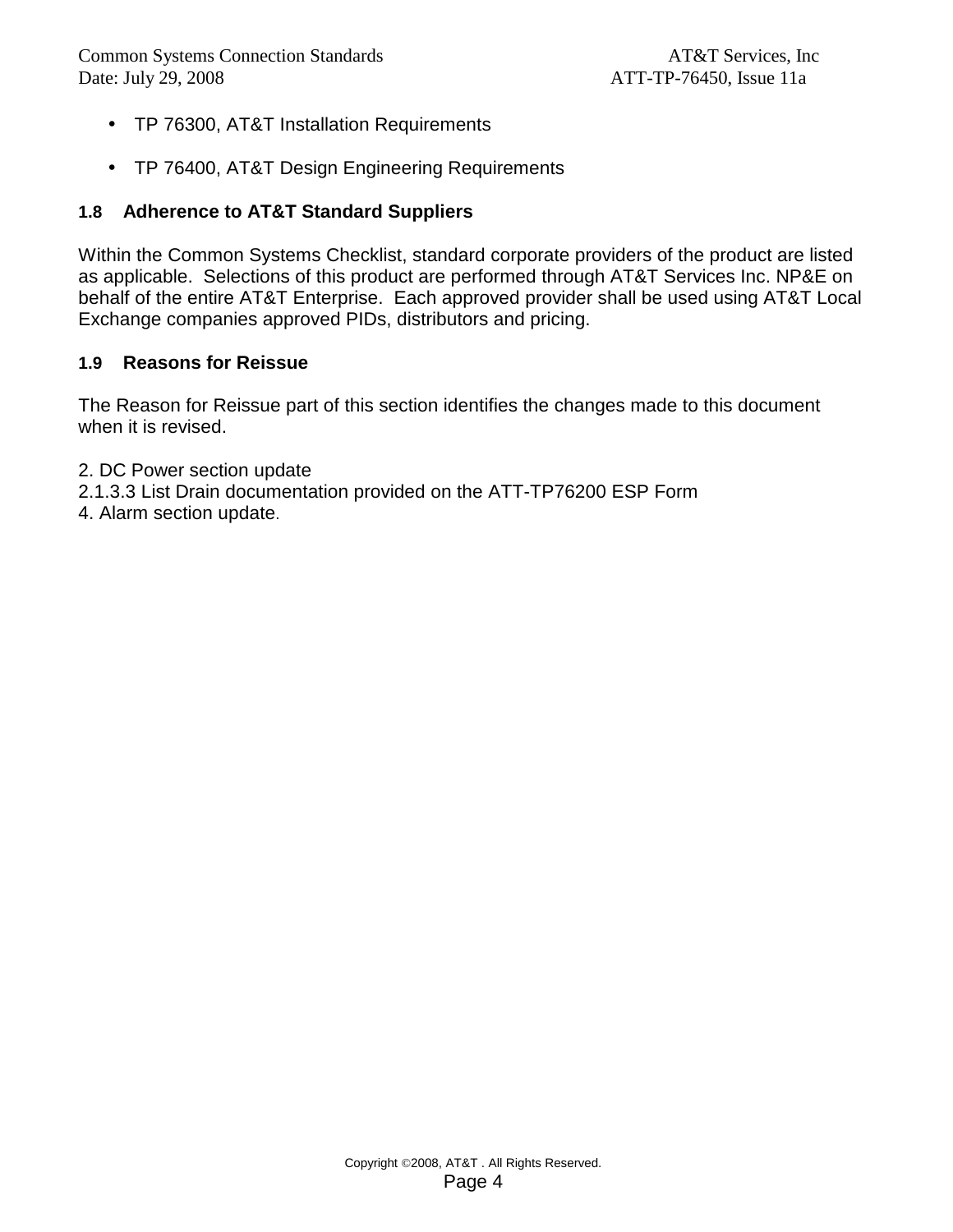- TP 76300, AT&T Installation Requirements
- TP 76400, AT&T Design Engineering Requirements

### 1.8 Adherence to AT&T Standard Suppliers

Within the Common Systems Checklist, standard corporate providers of the product are listed as applicable. Selections of this product are performed through AT&T Services Inc. NP&E on behalf of the entire AT&T Enterprise. Each approved provider shall be used using AT&T Local Exchange companies approved PIDs, distributors and pricing.

### 1.9 Reasons for Reissue

The Reason for Reissue part of this section identifies the changes made to this document when it is revised.

2. DC Power section update
2.1.3.3 List Drain documentation provided on the ATT-TP76200 ESP Form
4. Alarm section update.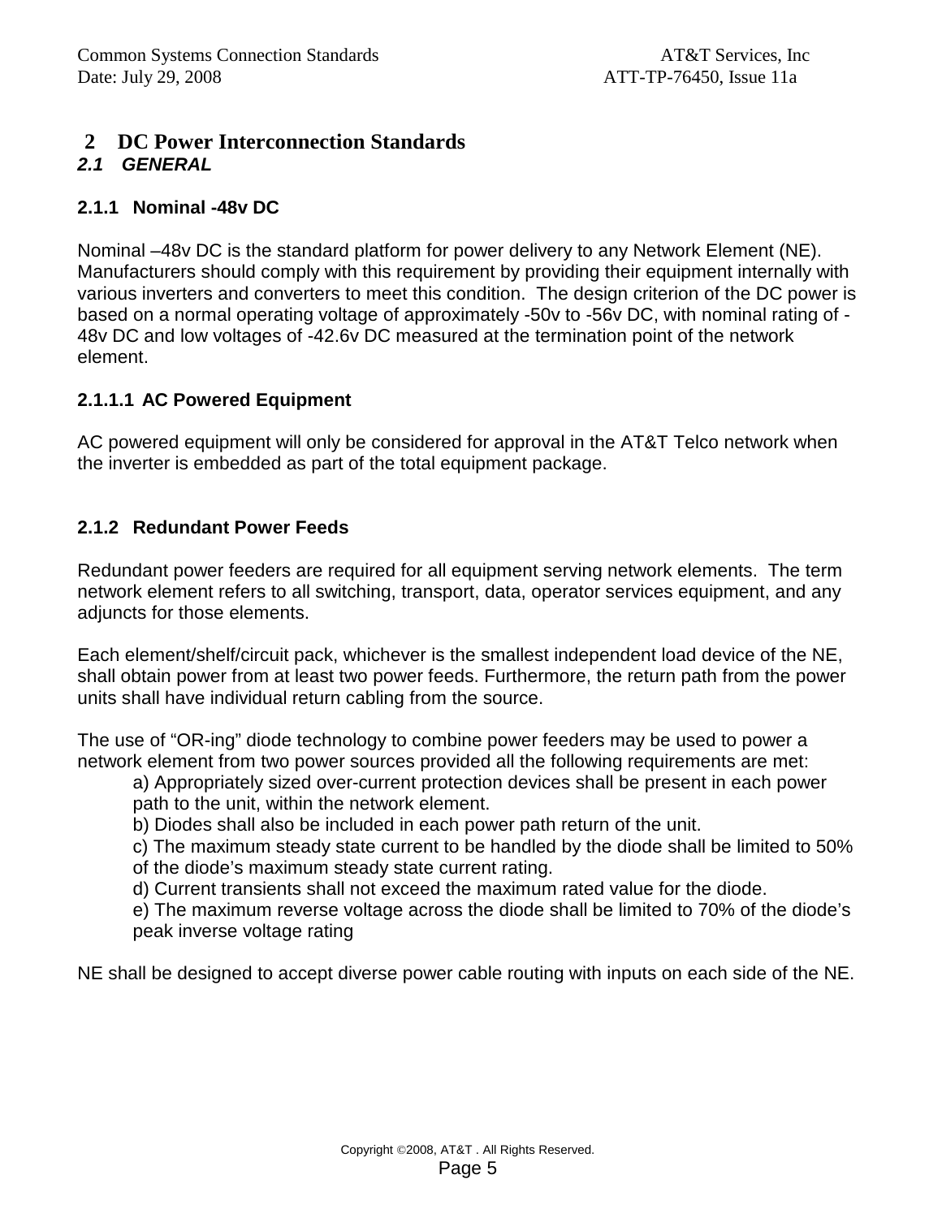# 2 DC Power Interconnection Standards

## *2.1 GENERAL*

### 2.1.1 Nominal -48v DC

Nominal –48v DC is the standard platform for power delivery to any Network Element (NE). Manufacturers should comply with this requirement by providing their equipment internally with various inverters and converters to meet this condition. The design criterion of the DC power is based on a normal operating voltage of approximately -50v to -56v DC, with nominal rating of -48v DC and low voltages of -42.6v DC measured at the termination point of the network element.

#### 2.1.1.1 AC Powered Equipment

AC powered equipment will only be considered for approval in the AT&T Telco network when the inverter is embedded as part of the total equipment package.

### 2.1.2 Redundant Power Feeds

Redundant power feeders are required for all equipment serving network elements. The term network element refers to all switching, transport, data, operator services equipment, and any adjuncts for those elements.

Each element/shelf/circuit pack, whichever is the smallest independent load device of the NE, shall obtain power from at least two power feeds. Furthermore, the return path from the power units shall have individual return cabling from the source.

The use of "OR-ing" diode technology to combine power feeders may be used to power a network element from two power sources provided all the following requirements are met:

a) Appropriately sized over-current protection devices shall be present in each power path to the unit, within the network element.
b) Diodes shall also be included in each power path return of the unit.
c) The maximum steady state current to be handled by the diode shall be limited to 50% of the diode's maximum steady state current rating.
d) Current transients shall not exceed the maximum rated value for the diode.
e) The maximum reverse voltage across the diode shall be limited to 70% of the diode's peak inverse voltage rating

NE shall be designed to accept diverse power cable routing with inputs on each side of the NE.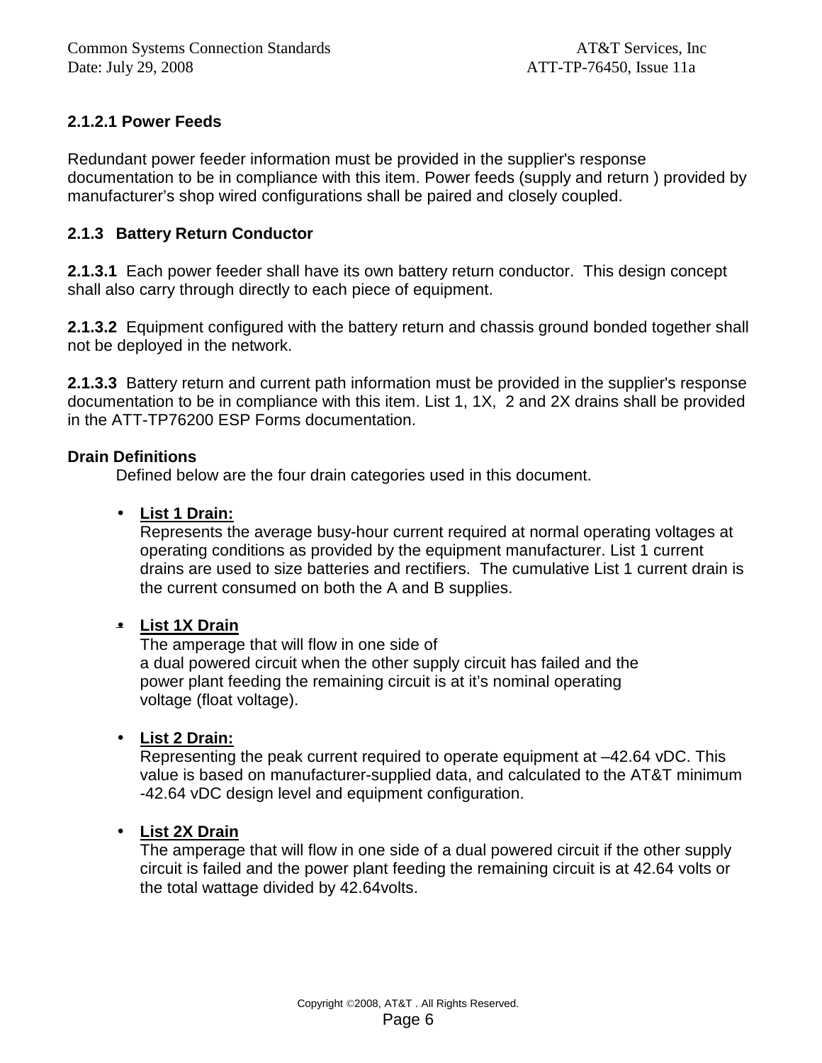#### 2.1.2.1 Power Feeds

Redundant power feeder information must be provided in the supplier's response documentation to be in compliance with this item. Power feeds (supply and return ) provided by manufacturer's shop wired configurations shall be paired and closely coupled.

### 2.1.3 Battery Return Conductor

**2.1.3.1** Each power feeder shall have its own battery return conductor. This design concept shall also carry through directly to each piece of equipment.

**2.1.3.2** Equipment configured with the battery return and chassis ground bonded together shall not be deployed in the network.

**2.1.3.3** Battery return and current path information must be provided in the supplier's response documentation to be in compliance with this item. List 1, 1X, 2 and 2X drains shall be provided in the ATT-TP76200 ESP Forms documentation.

**Drain Definitions**

Defined below are the four drain categories used in this document.

- **List 1 Drain:**
  Represents the average busy-hour current required at normal operating voltages at operating conditions as provided by the equipment manufacturer. List 1 current drains are used to size batteries and rectifiers. The cumulative List 1 current drain is the current consumed on both the A and B supplies.

- **List 1X Drain**
  The amperage that will flow in one side of a dual powered circuit when the other supply circuit has failed and the power plant feeding the remaining circuit is at it's nominal operating voltage (float voltage).

- **List 2 Drain:**
  Representing the peak current required to operate equipment at –42.64 vDC. This value is based on manufacturer-supplied data, and calculated to the AT&T minimum -42.64 vDC design level and equipment configuration.

- **List 2X Drain**
  The amperage that will flow in one side of a dual powered circuit if the other supply circuit is failed and the power plant feeding the remaining circuit is at 42.64 volts or the total wattage divided by 42.64volts.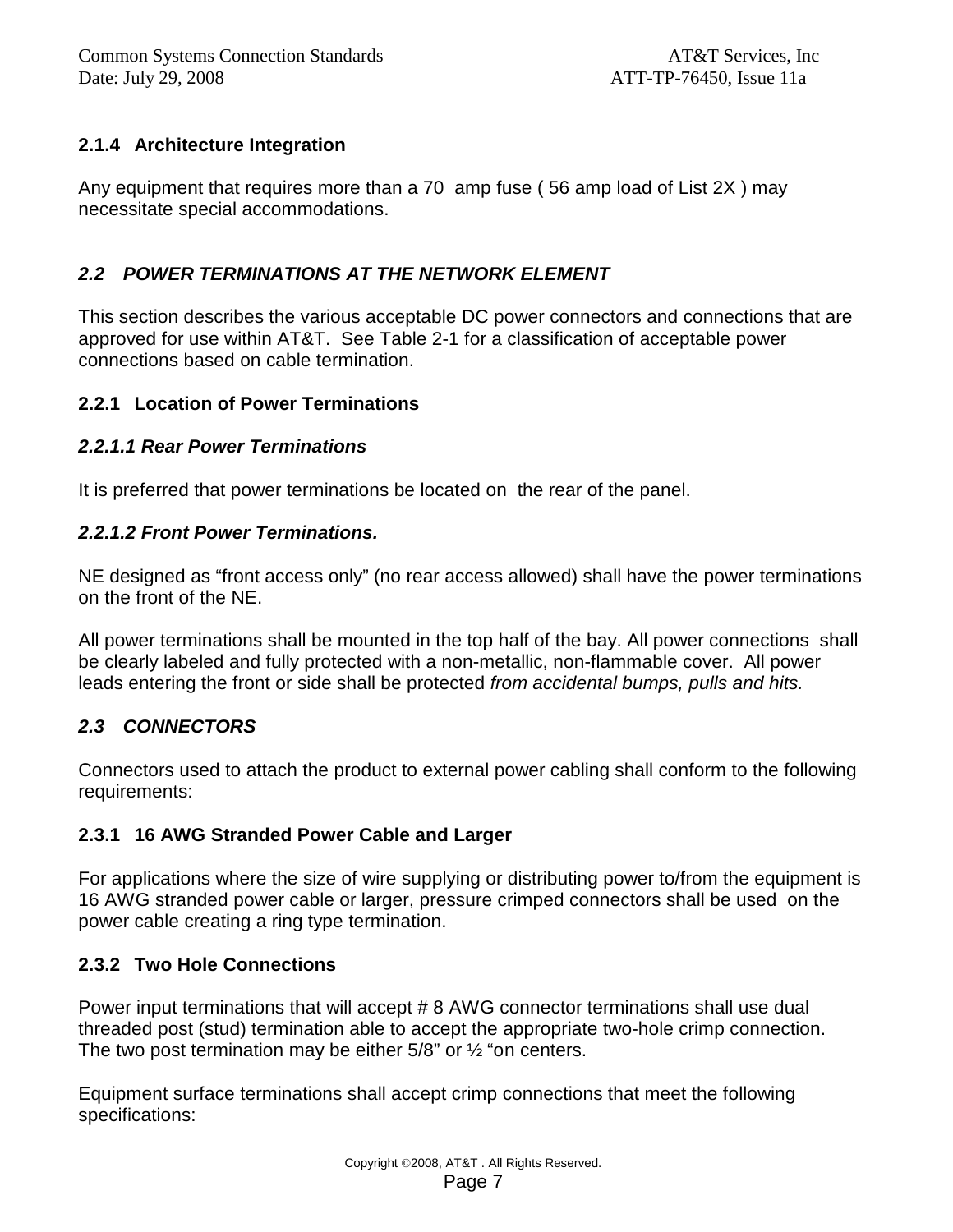### 2.1.4 Architecture Integration

Any equipment that requires more than a 70 amp fuse ( 56 amp load of List 2X ) may necessitate special accommodations.

## *2.2 POWER TERMINATIONS AT THE NETWORK ELEMENT*

This section describes the various acceptable DC power connectors and connections that are approved for use within AT&T. See Table 2-1 for a classification of acceptable power connections based on cable termination.

### 2.2.1 Location of Power Terminations

#### *2.2.1.1 Rear Power Terminations*

It is preferred that power terminations be located on the rear of the panel.

#### *2.2.1.2 Front Power Terminations.*

NE designed as "front access only" (no rear access allowed) shall have the power terminations on the front of the NE.

All power terminations shall be mounted in the top half of the bay. All power connections shall be clearly labeled and fully protected with a non-metallic, non-flammable cover. All power leads entering the front or side shall be protected *from accidental bumps, pulls and hits.*

## *2.3 CONNECTORS*

Connectors used to attach the product to external power cabling shall conform to the following requirements:

### 2.3.1 16 AWG Stranded Power Cable and Larger

For applications where the size of wire supplying or distributing power to/from the equipment is 16 AWG stranded power cable or larger, pressure crimped connectors shall be used on the power cable creating a ring type termination.

### 2.3.2 Two Hole Connections

Power input terminations that will accept # 8 AWG connector terminations shall use dual threaded post (stud) termination able to accept the appropriate two-hole crimp connection. The two post termination may be either 5/8" or ½ "on centers.

Equipment surface terminations shall accept crimp connections that meet the following specifications: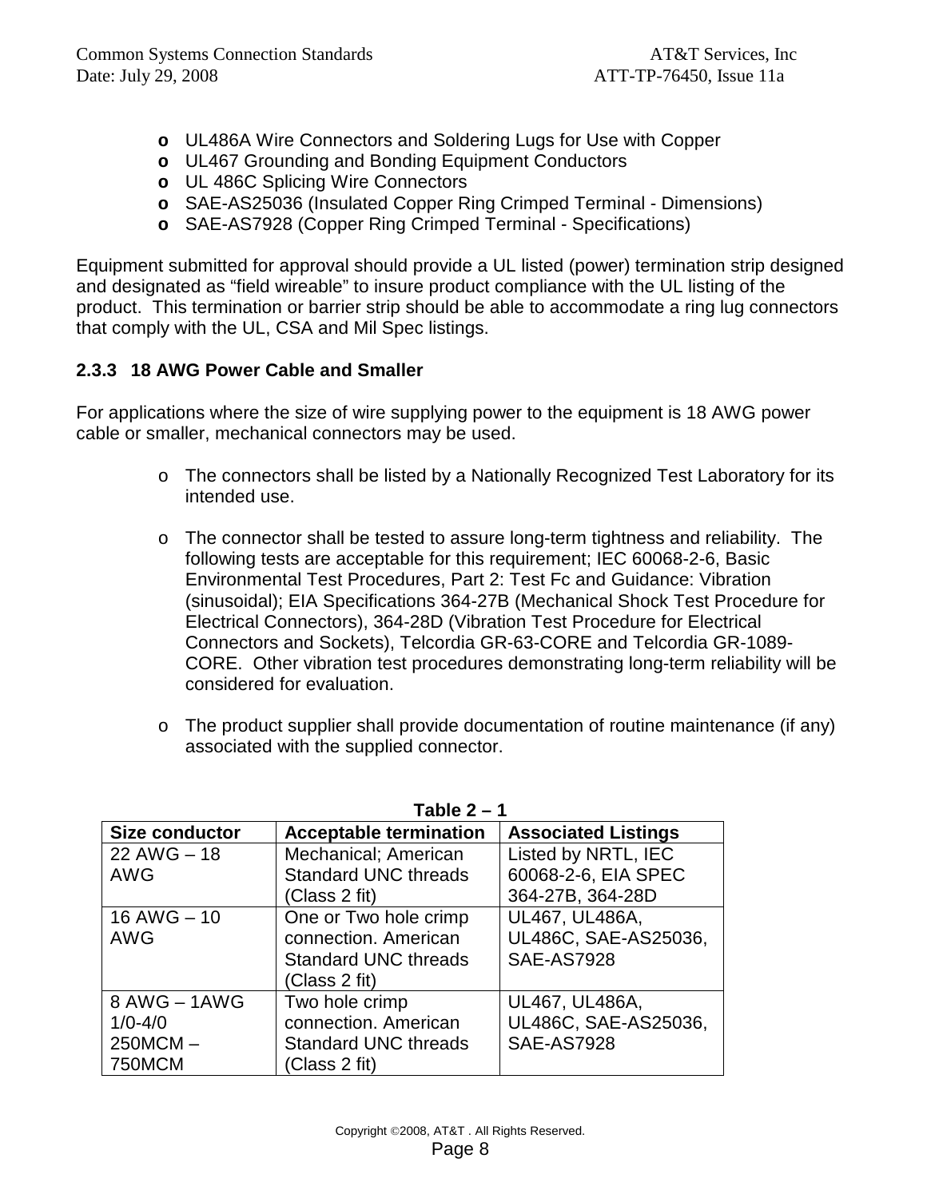- UL486A Wire Connectors and Soldering Lugs for Use with Copper
- UL467 Grounding and Bonding Equipment Conductors
- UL 486C Splicing Wire Connectors
- SAE-AS25036 (Insulated Copper Ring Crimped Terminal - Dimensions)
- SAE-AS7928 (Copper Ring Crimped Terminal - Specifications)

Equipment submitted for approval should provide a UL listed (power) termination strip designed and designated as “field wireable” to insure product compliance with the UL listing of the product. This termination or barrier strip should be able to accommodate a ring lug connectors that comply with the UL, CSA and Mil Spec listings.

### 2.3.3 18 AWG Power Cable and Smaller

For applications where the size of wire supplying power to the equipment is 18 AWG power cable or smaller, mechanical connectors may be used.

- The connectors shall be listed by a Nationally Recognized Test Laboratory for its intended use.

- The connector shall be tested to assure long-term tightness and reliability. The following tests are acceptable for this requirement; IEC 60068-2-6, Basic Environmental Test Procedures, Part 2: Test Fc and Guidance: Vibration (sinusoidal); EIA Specifications 364-27B (Mechanical Shock Test Procedure for Electrical Connectors), 364-28D (Vibration Test Procedure for Electrical Connectors and Sockets), Telcordia GR-63-CORE and Telcordia GR-1089-CORE. Other vibration test procedures demonstrating long-term reliability will be considered for evaluation.

- The product supplier shall provide documentation of routine maintenance (if any) associated with the supplied connector.

**Table 2 – 1**

| Size conductor | Acceptable termination | Associated Listings |
| --- | --- | --- |
| 22 AWG – 18 AWG | Mechanical; American Standard UNC threads (Class 2 fit) | Listed by NRTL, IEC 60068-2-6, EIA SPEC 364-27B, 364-28D |
| 16 AWG – 10 AWG | One or Two hole crimp connection. American Standard UNC threads (Class 2 fit) | UL467, UL486A, UL486C, SAE-AS25036, SAE-AS7928 |
| 8 AWG – 1AWG<br>1/0-4/0<br>250MCM – 750MCM | Two hole crimp connection. American Standard UNC threads (Class 2 fit) | UL467, UL486A, UL486C, SAE-AS25036, SAE-AS7928 |

Copyright ©2008, AT&T . All Rights Reserved.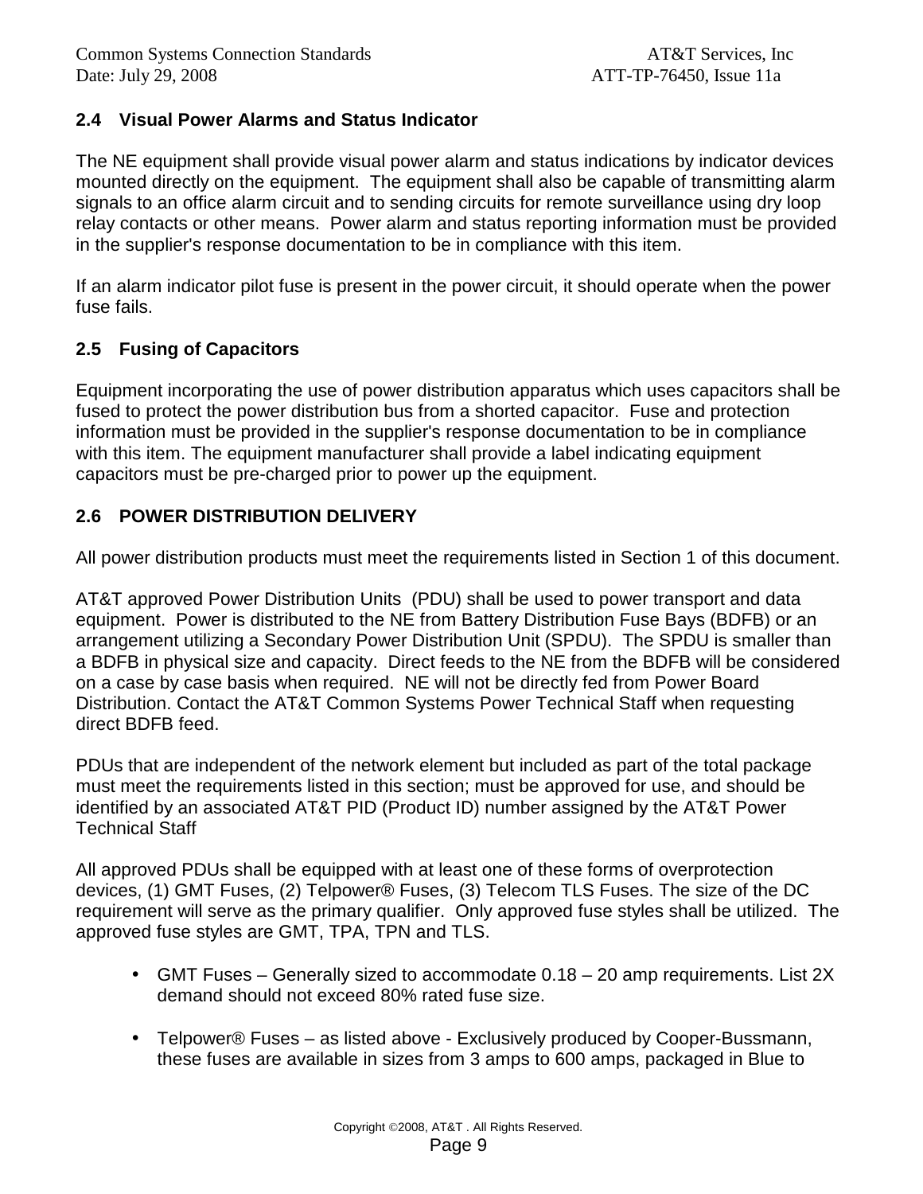## 2.4 Visual Power Alarms and Status Indicator

The NE equipment shall provide visual power alarm and status indications by indicator devices mounted directly on the equipment. The equipment shall also be capable of transmitting alarm signals to an office alarm circuit and to sending circuits for remote surveillance using dry loop relay contacts or other means. Power alarm and status reporting information must be provided in the supplier's response documentation to be in compliance with this item.

If an alarm indicator pilot fuse is present in the power circuit, it should operate when the power fuse fails.

## 2.5 Fusing of Capacitors

Equipment incorporating the use of power distribution apparatus which uses capacitors shall be fused to protect the power distribution bus from a shorted capacitor. Fuse and protection information must be provided in the supplier's response documentation to be in compliance with this item. The equipment manufacturer shall provide a label indicating equipment capacitors must be pre-charged prior to power up the equipment.

## 2.6 POWER DISTRIBUTION DELIVERY

All power distribution products must meet the requirements listed in Section 1 of this document.

AT&T approved Power Distribution Units (PDU) shall be used to power transport and data equipment. Power is distributed to the NE from Battery Distribution Fuse Bays (BDFB) or an arrangement utilizing a Secondary Power Distribution Unit (SPDU). The SPDU is smaller than a BDFB in physical size and capacity. Direct feeds to the NE from the BDFB will be considered on a case by case basis when required. NE will not be directly fed from Power Board Distribution. Contact the AT&T Common Systems Power Technical Staff when requesting direct BDFB feed.

PDUs that are independent of the network element but included as part of the total package must meet the requirements listed in this section; must be approved for use, and should be identified by an associated AT&T PID (Product ID) number assigned by the AT&T Power Technical Staff

All approved PDUs shall be equipped with at least one of these forms of overprotection devices, (1) GMT Fuses, (2) Telpower® Fuses, (3) Telecom TLS Fuses. The size of the DC requirement will serve as the primary qualifier. Only approved fuse styles shall be utilized. The approved fuse styles are GMT, TPA, TPN and TLS.

- GMT Fuses – Generally sized to accommodate 0.18 – 20 amp requirements. List 2X demand should not exceed 80% rated fuse size.

- Telpower® Fuses – as listed above - Exclusively produced by Cooper-Bussmann, these fuses are available in sizes from 3 amps to 600 amps, packaged in Blue to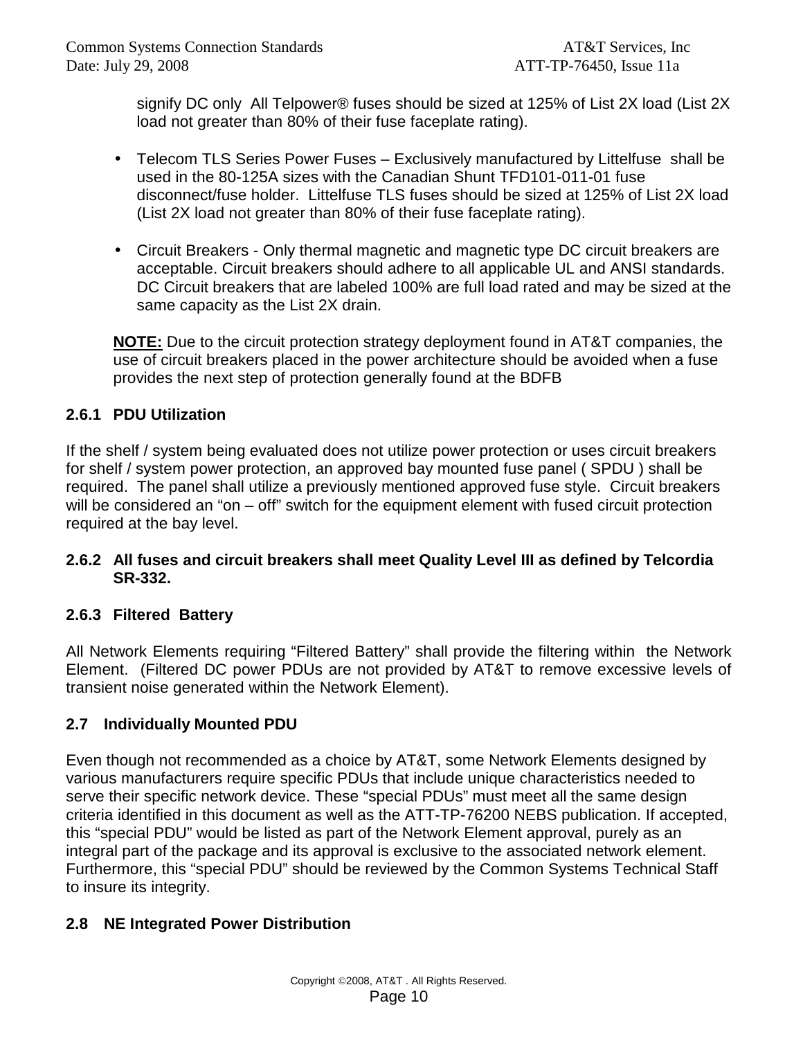signify DC only All Telpower® fuses should be sized at 125% of List 2X load (List 2X load not greater than 80% of their fuse faceplate rating).

- Telecom TLS Series Power Fuses – Exclusively manufactured by Littelfuse shall be used in the 80-125A sizes with the Canadian Shunt TFD101-011-01 fuse disconnect/fuse holder. Littelfuse TLS fuses should be sized at 125% of List 2X load (List 2X load not greater than 80% of their fuse faceplate rating).

- Circuit Breakers - Only thermal magnetic and magnetic type DC circuit breakers are acceptable. Circuit breakers should adhere to all applicable UL and ANSI standards. DC Circuit breakers that are labeled 100% are full load rated and may be sized at the same capacity as the List 2X drain.

**NOTE:** Due to the circuit protection strategy deployment found in AT&T companies, the use of circuit breakers placed in the power architecture should be avoided when a fuse provides the next step of protection generally found at the BDFB

### 2.6.1 PDU Utilization

If the shelf / system being evaluated does not utilize power protection or uses circuit breakers for shelf / system power protection, an approved bay mounted fuse panel ( SPDU ) shall be required. The panel shall utilize a previously mentioned approved fuse style. Circuit breakers will be considered an “on – off” switch for the equipment element with fused circuit protection required at the bay level.

### 2.6.2 All fuses and circuit breakers shall meet Quality Level III as defined by Telcordia SR-332.

### 2.6.3 Filtered Battery

All Network Elements requiring “Filtered Battery” shall provide the filtering within the Network Element. (Filtered DC power PDUs are not provided by AT&T to remove excessive levels of transient noise generated within the Network Element).

## 2.7 Individually Mounted PDU

Even though not recommended as a choice by AT&T, some Network Elements designed by various manufacturers require specific PDUs that include unique characteristics needed to serve their specific network device. These “special PDUs” must meet all the same design criteria identified in this document as well as the ATT-TP-76200 NEBS publication. If accepted, this “special PDU” would be listed as part of the Network Element approval, purely as an integral part of the package and its approval is exclusive to the associated network element. Furthermore, this “special PDU” should be reviewed by the Common Systems Technical Staff to insure its integrity.

## 2.8 NE Integrated Power Distribution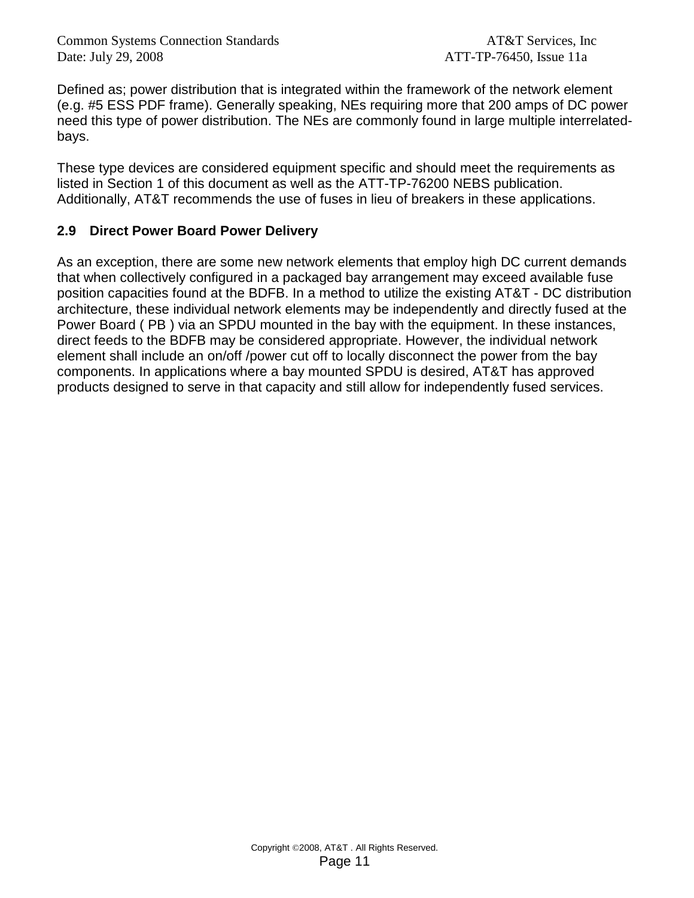Defined as; power distribution that is integrated within the framework of the network element (e.g. #5 ESS PDF frame). Generally speaking, NEs requiring more that 200 amps of DC power need this type of power distribution. The NEs are commonly found in large multiple interrelated-bays.

These type devices are considered equipment specific and should meet the requirements as listed in Section 1 of this document as well as the ATT-TP-76200 NEBS publication. Additionally, AT&T recommends the use of fuses in lieu of breakers in these applications.

### 2.9 Direct Power Board Power Delivery

As an exception, there are some new network elements that employ high DC current demands that when collectively configured in a packaged bay arrangement may exceed available fuse position capacities found at the BDFB. In a method to utilize the existing AT&T - DC distribution architecture, these individual network elements may be independently and directly fused at the Power Board ( PB ) via an SPDU mounted in the bay with the equipment. In these instances, direct feeds to the BDFB may be considered appropriate. However, the individual network element shall include an on/off /power cut off to locally disconnect the power from the bay components. In applications where a bay mounted SPDU is desired, AT&T has approved products designed to serve in that capacity and still allow for independently fused services.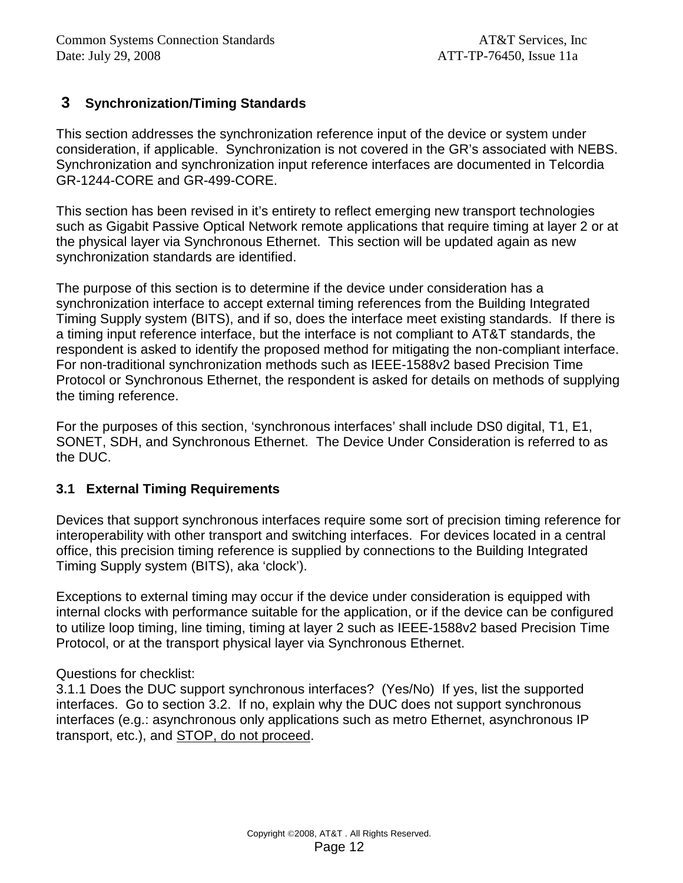# 3 Synchronization/Timing Standards

This section addresses the synchronization reference input of the device or system under consideration, if applicable. Synchronization is not covered in the GR's associated with NEBS. Synchronization and synchronization input reference interfaces are documented in Telcordia GR-1244-CORE and GR-499-CORE.

This section has been revised in it's entirety to reflect emerging new transport technologies such as Gigabit Passive Optical Network remote applications that require timing at layer 2 or at the physical layer via Synchronous Ethernet. This section will be updated again as new synchronization standards are identified.

The purpose of this section is to determine if the device under consideration has a synchronization interface to accept external timing references from the Building Integrated Timing Supply system (BITS), and if so, does the interface meet existing standards. If there is a timing input reference interface, but the interface is not compliant to AT&T standards, the respondent is asked to identify the proposed method for mitigating the non-compliant interface. For non-traditional synchronization methods such as IEEE-1588v2 based Precision Time Protocol or Synchronous Ethernet, the respondent is asked for details on methods of supplying the timing reference.

For the purposes of this section, 'synchronous interfaces' shall include DS0 digital, T1, E1, SONET, SDH, and Synchronous Ethernet. The Device Under Consideration is referred to as the DUC.

## 3.1 External Timing Requirements

Devices that support synchronous interfaces require some sort of precision timing reference for interoperability with other transport and switching interfaces. For devices located in a central office, this precision timing reference is supplied by connections to the Building Integrated Timing Supply system (BITS), aka 'clock').

Exceptions to external timing may occur if the device under consideration is equipped with internal clocks with performance suitable for the application, or if the device can be configured to utilize loop timing, line timing, timing at layer 2 such as IEEE-1588v2 based Precision Time Protocol, or at the transport physical layer via Synchronous Ethernet.

Questions for checklist:
3.1.1 Does the DUC support synchronous interfaces? (Yes/No) If yes, list the supported interfaces. Go to section 3.2. If no, explain why the DUC does not support synchronous interfaces (e.g.: asynchronous only applications such as metro Ethernet, asynchronous IP transport, etc.), and <u>STOP, do not proceed</u>.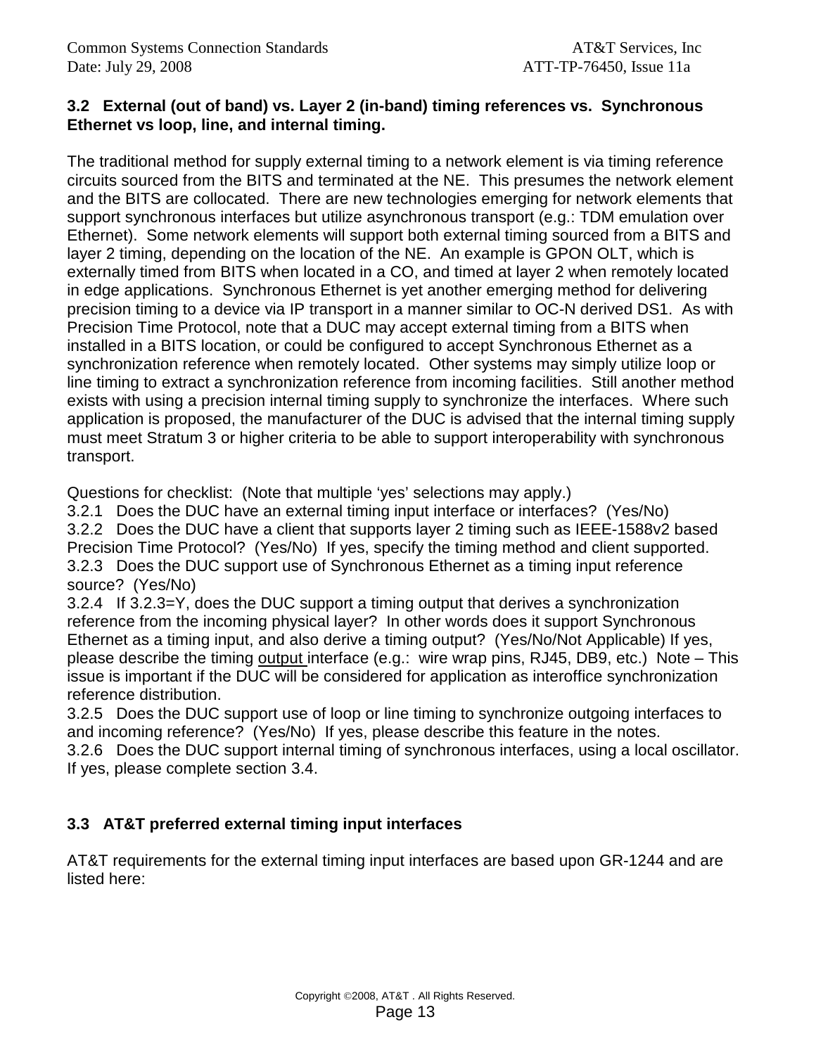### 3.2 External (out of band) vs. Layer 2 (in-band) timing references vs. Synchronous Ethernet vs loop, line, and internal timing.

The traditional method for supply external timing to a network element is via timing reference circuits sourced from the BITS and terminated at the NE. This presumes the network element and the BITS are collocated. There are new technologies emerging for network elements that support synchronous interfaces but utilize asynchronous transport (e.g.: TDM emulation over Ethernet). Some network elements will support both external timing sourced from a BITS and layer 2 timing, depending on the location of the NE. An example is GPON OLT, which is externally timed from BITS when located in a CO, and timed at layer 2 when remotely located in edge applications. Synchronous Ethernet is yet another emerging method for delivering precision timing to a device via IP transport in a manner similar to OC-N derived DS1. As with Precision Time Protocol, note that a DUC may accept external timing from a BITS when installed in a BITS location, or could be configured to accept Synchronous Ethernet as a synchronization reference when remotely located. Other systems may simply utilize loop or line timing to extract a synchronization reference from incoming facilities. Still another method exists with using a precision internal timing supply to synchronize the interfaces. Where such application is proposed, the manufacturer of the DUC is advised that the internal timing supply must meet Stratum 3 or higher criteria to be able to support interoperability with synchronous transport.

Questions for checklist: (Note that multiple 'yes' selections may apply.)

3.2.1 Does the DUC have an external timing input interface or interfaces? (Yes/No)
3.2.2 Does the DUC have a client that supports layer 2 timing such as IEEE-1588v2 based Precision Time Protocol? (Yes/No) If yes, specify the timing method and client supported.
3.2.3 Does the DUC support use of Synchronous Ethernet as a timing input reference source? (Yes/No)
3.2.4 If 3.2.3=Y, does the DUC support a timing output that derives a synchronization reference from the incoming physical layer? In other words does it support Synchronous Ethernet as a timing input, and also derive a timing output? (Yes/No/Not Applicable) If yes, please describe the timing output interface (e.g.: wire wrap pins, RJ45, DB9, etc.) Note – This issue is important if the DUC will be considered for application as interoffice synchronization reference distribution.
3.2.5 Does the DUC support use of loop or line timing to synchronize outgoing interfaces to and incoming reference? (Yes/No) If yes, please describe this feature in the notes.
3.2.6 Does the DUC support internal timing of synchronous interfaces, using a local oscillator. If yes, please complete section 3.4.

### 3.3 AT&T preferred external timing input interfaces

AT&T requirements for the external timing input interfaces are based upon GR-1244 and are listed here: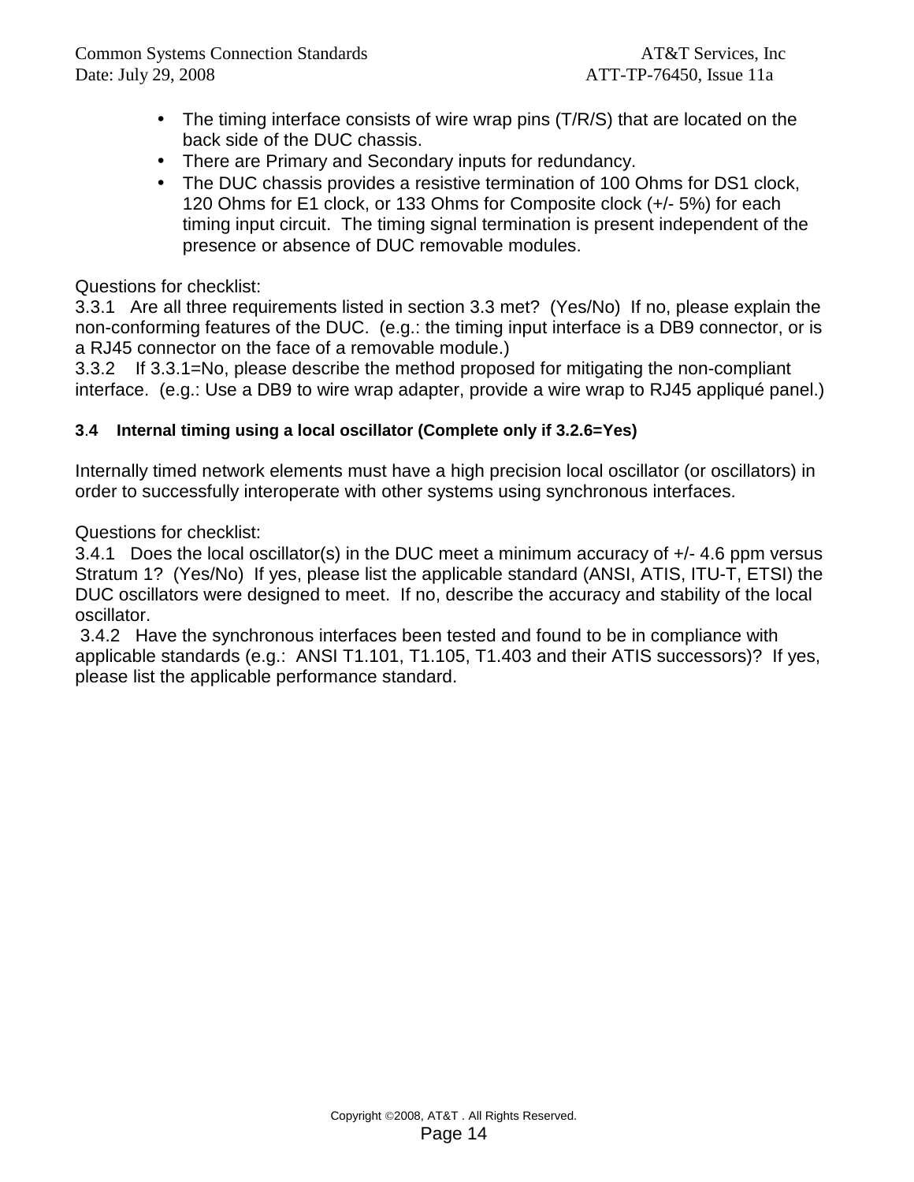- The timing interface consists of wire wrap pins (T/R/S) that are located on the back side of the DUC chassis.
- There are Primary and Secondary inputs for redundancy.
- The DUC chassis provides a resistive termination of 100 Ohms for DS1 clock, 120 Ohms for E1 clock, or 133 Ohms for Composite clock (+/- 5%) for each timing input circuit. The timing signal termination is present independent of the presence or absence of DUC removable modules.

Questions for checklist:
3.3.1 Are all three requirements listed in section 3.3 met? (Yes/No) If no, please explain the non-conforming features of the DUC. (e.g.: the timing input interface is a DB9 connector, or is a RJ45 connector on the face of a removable module.)
3.3.2 If 3.3.1=No, please describe the method proposed for mitigating the non-compliant interface. (e.g.: Use a DB9 to wire wrap adapter, provide a wire wrap to RJ45 appliqué panel.)

### 3.4 Internal timing using a local oscillator (Complete only if 3.2.6=Yes)

Internally timed network elements must have a high precision local oscillator (or oscillators) in order to successfully interoperate with other systems using synchronous interfaces.

Questions for checklist:
3.4.1 Does the local oscillator(s) in the DUC meet a minimum accuracy of +/- 4.6 ppm versus Stratum 1? (Yes/No) If yes, please list the applicable standard (ANSI, ATIS, ITU-T, ETSI) the DUC oscillators were designed to meet. If no, describe the accuracy and stability of the local oscillator.
3.4.2 Have the synchronous interfaces been tested and found to be in compliance with applicable standards (e.g.: ANSI T1.101, T1.105, T1.403 and their ATIS successors)? If yes, please list the applicable performance standard.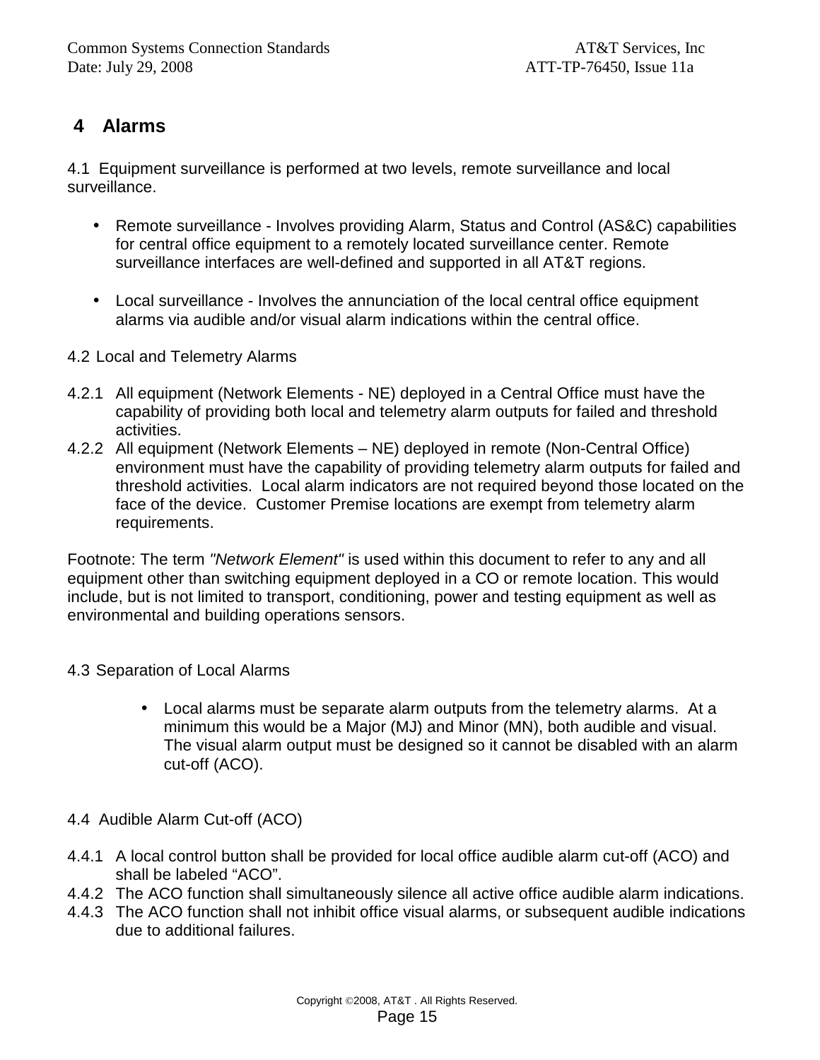# 4 Alarms

4.1 Equipment surveillance is performed at two levels, remote surveillance and local surveillance.

- Remote surveillance - Involves providing Alarm, Status and Control (AS&C) capabilities for central office equipment to a remotely located surveillance center. Remote surveillance interfaces are well-defined and supported in all AT&T regions.

- Local surveillance - Involves the annunciation of the local central office equipment alarms via audible and/or visual alarm indications within the central office.

4.2 Local and Telemetry Alarms

4.2.1 All equipment (Network Elements - NE) deployed in a Central Office must have the capability of providing both local and telemetry alarm outputs for failed and threshold activities.

4.2.2 All equipment (Network Elements – NE) deployed in remote (Non-Central Office) environment must have the capability of providing telemetry alarm outputs for failed and threshold activities. Local alarm indicators are not required beyond those located on the face of the device. Customer Premise locations are exempt from telemetry alarm requirements.

Footnote: The term *"Network Element"* is used within this document to refer to any and all equipment other than switching equipment deployed in a CO or remote location. This would include, but is not limited to transport, conditioning, power and testing equipment as well as environmental and building operations sensors.

4.3 Separation of Local Alarms

- Local alarms must be separate alarm outputs from the telemetry alarms. At a minimum this would be a Major (MJ) and Minor (MN), both audible and visual. The visual alarm output must be designed so it cannot be disabled with an alarm cut-off (ACO).

4.4 Audible Alarm Cut-off (ACO)

4.4.1 A local control button shall be provided for local office audible alarm cut-off (ACO) and shall be labeled “ACO”.

4.4.2 The ACO function shall simultaneously silence all active office audible alarm indications.

4.4.3 The ACO function shall not inhibit office visual alarms, or subsequent audible indications due to additional failures.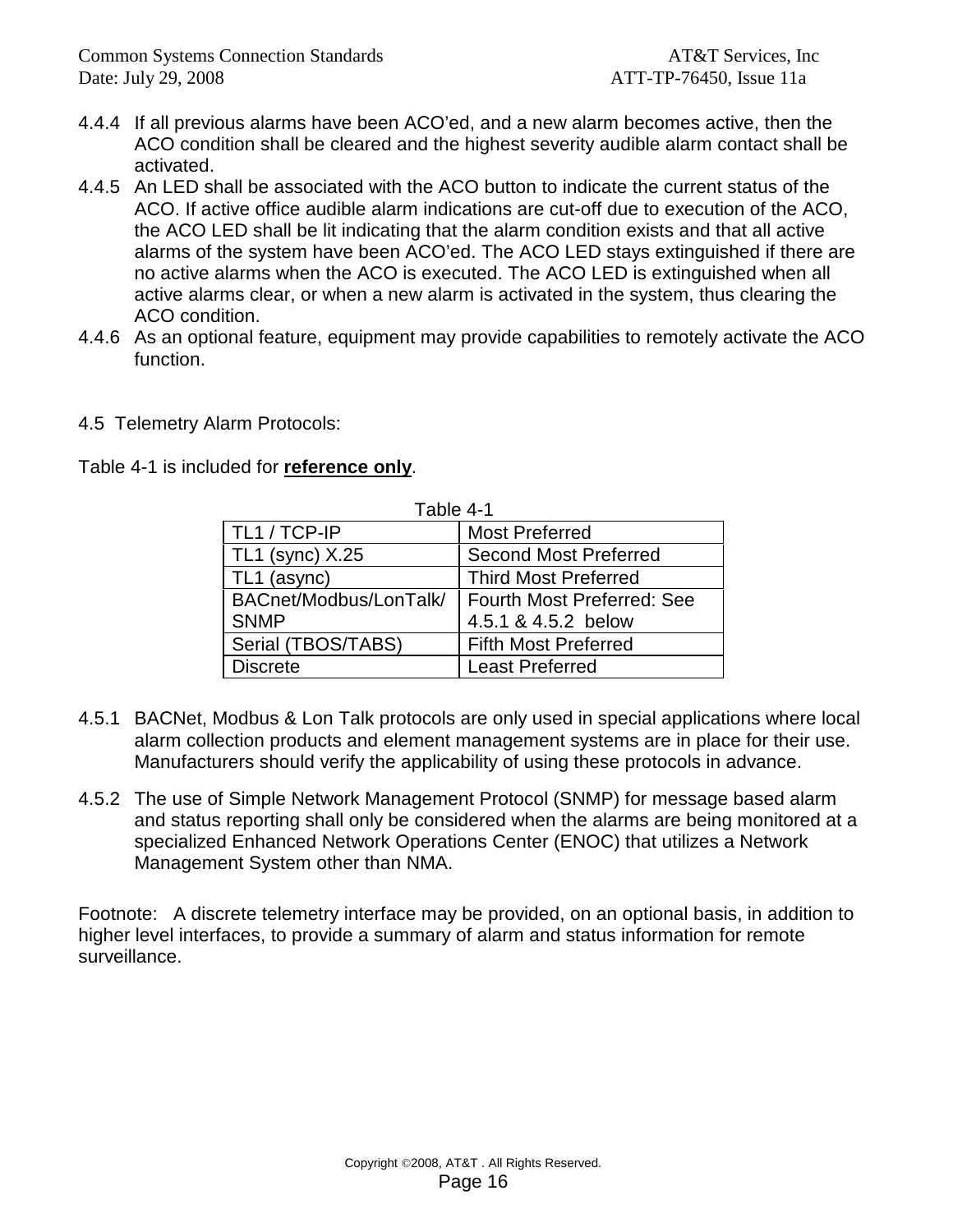4.4.4 If all previous alarms have been ACO'ed, and a new alarm becomes active, then the ACO condition shall be cleared and the highest severity audible alarm contact shall be activated.

4.4.5 An LED shall be associated with the ACO button to indicate the current status of the ACO. If active office audible alarm indications are cut-off due to execution of the ACO, the ACO LED shall be lit indicating that the alarm condition exists and that all active alarms of the system have been ACO'ed. The ACO LED stays extinguished if there are no active alarms when the ACO is executed. The ACO LED is extinguished when all active alarms clear, or when a new alarm is activated in the system, thus clearing the ACO condition.

4.4.6 As an optional feature, equipment may provide capabilities to remotely activate the ACO function.

## 4.5 Telemetry Alarm Protocols:

Table 4-1 is included for **reference only**.

Table 4-1

| TL1 / TCP-IP | Most Preferred |
|---|---|
| TL1 (sync) X.25 | Second Most Preferred |
| TL1 (async) | Third Most Preferred |
| BACnet/Modbus/LonTalk/ SNMP | Fourth Most Preferred: See 4.5.1 & 4.5.2 below |
| Serial (TBOS/TABS) | Fifth Most Preferred |
| Discrete | Least Preferred |

4.5.1 BACNet, Modbus & Lon Talk protocols are only used in special applications where local alarm collection products and element management systems are in place for their use. Manufacturers should verify the applicability of using these protocols in advance.

4.5.2 The use of Simple Network Management Protocol (SNMP) for message based alarm and status reporting shall only be considered when the alarms are being monitored at a specialized Enhanced Network Operations Center (ENOC) that utilizes a Network Management System other than NMA.

Footnote: A discrete telemetry interface may be provided, on an optional basis, in addition to higher level interfaces, to provide a summary of alarm and status information for remote surveillance.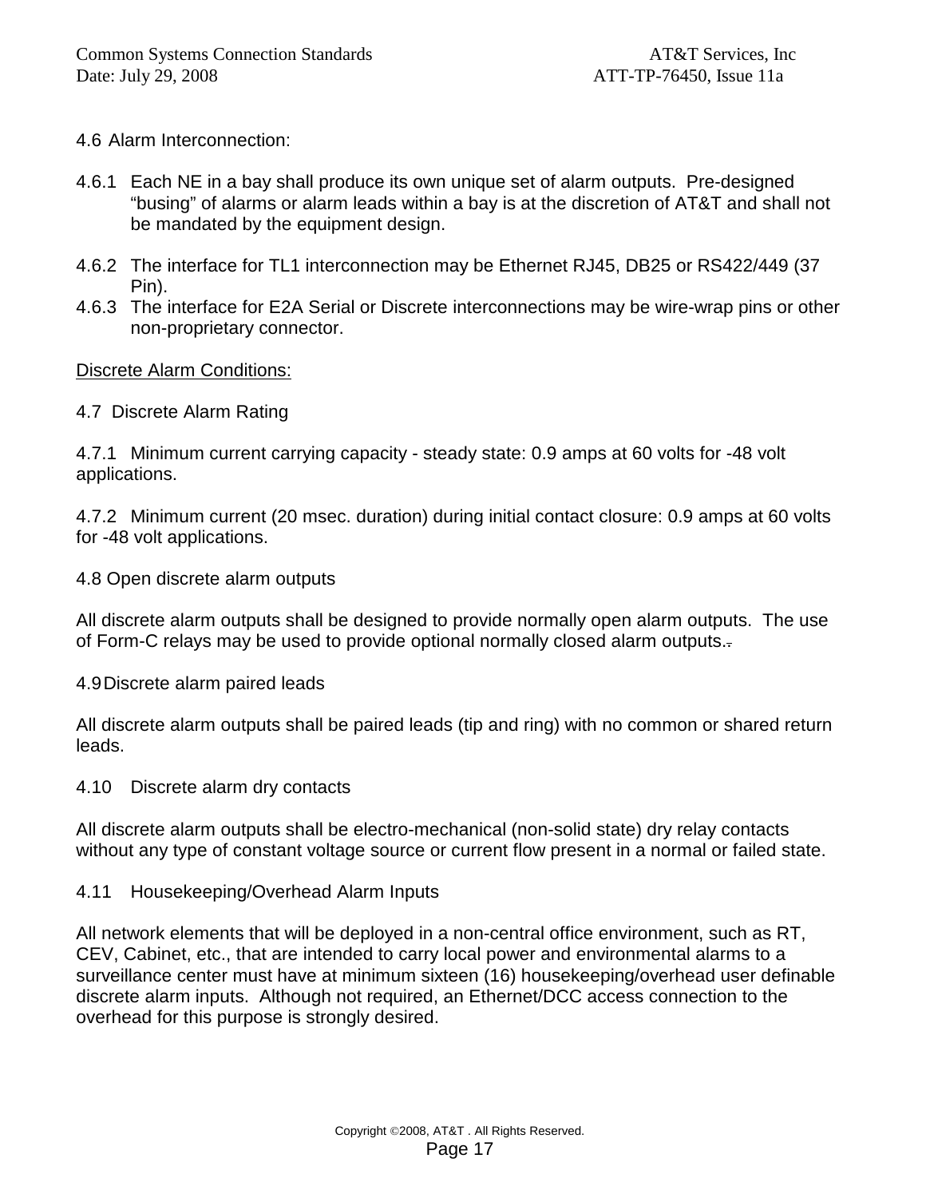4.6 Alarm Interconnection:

4.6.1 Each NE in a bay shall produce its own unique set of alarm outputs. Pre-designed "busing" of alarms or alarm leads within a bay is at the discretion of AT&T and shall not be mandated by the equipment design.

4.6.2 The interface for TL1 interconnection may be Ethernet RJ45, DB25 or RS422/449 (37 Pin).

4.6.3 The interface for E2A Serial or Discrete interconnections may be wire-wrap pins or other non-proprietary connector.

<u>Discrete Alarm Conditions:</u>

4.7 Discrete Alarm Rating

4.7.1 Minimum current carrying capacity - steady state: 0.9 amps at 60 volts for -48 volt applications.

4.7.2 Minimum current (20 msec. duration) during initial contact closure: 0.9 amps at 60 volts for -48 volt applications.

4.8 Open discrete alarm outputs

All discrete alarm outputs shall be designed to provide normally open alarm outputs. The use of Form-C relays may be used to provide optional normally closed alarm outputs..

4.9 Discrete alarm paired leads

All discrete alarm outputs shall be paired leads (tip and ring) with no common or shared return leads.

4.10 Discrete alarm dry contacts

All discrete alarm outputs shall be electro-mechanical (non-solid state) dry relay contacts without any type of constant voltage source or current flow present in a normal or failed state.

4.11 Housekeeping/Overhead Alarm Inputs

All network elements that will be deployed in a non-central office environment, such as RT, CEV, Cabinet, etc., that are intended to carry local power and environmental alarms to a surveillance center must have at minimum sixteen (16) housekeeping/overhead user definable discrete alarm inputs. Although not required, an Ethernet/DCC access connection to the overhead for this purpose is strongly desired.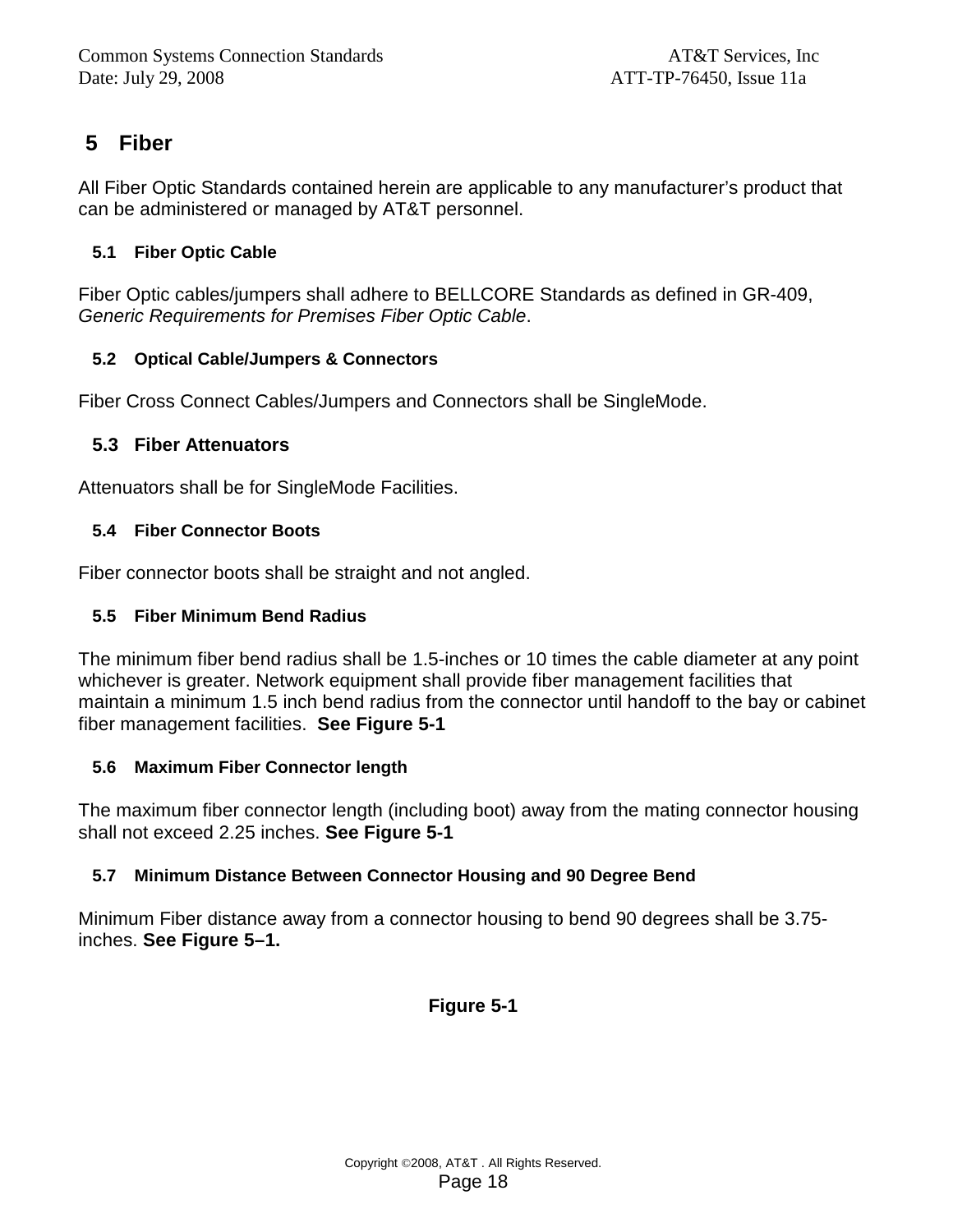# 5 Fiber

All Fiber Optic Standards contained herein are applicable to any manufacturer's product that can be administered or managed by AT&T personnel.

## 5.1 Fiber Optic Cable

Fiber Optic cables/jumpers shall adhere to BELLCORE Standards as defined in GR-409, *Generic Requirements for Premises Fiber Optic Cable*.

## 5.2 Optical Cable/Jumpers & Connectors

Fiber Cross Connect Cables/Jumpers and Connectors shall be SingleMode.

## 5.3 Fiber Attenuators

Attenuators shall be for SingleMode Facilities.

## 5.4 Fiber Connector Boots

Fiber connector boots shall be straight and not angled.

## 5.5 Fiber Minimum Bend Radius

The minimum fiber bend radius shall be 1.5-inches or 10 times the cable diameter at any point whichever is greater. Network equipment shall provide fiber management facilities that maintain a minimum 1.5 inch bend radius from the connector until handoff to the bay or cabinet fiber management facilities. **See Figure 5-1**

## 5.6 Maximum Fiber Connector length

The maximum fiber connector length (including boot) away from the mating connector housing shall not exceed 2.25 inches. **See Figure 5-1**

## 5.7 Minimum Distance Between Connector Housing and 90 Degree Bend

Minimum Fiber distance away from a connector housing to bend 90 degrees shall be 3.75-inches. **See Figure 5–1.**

**Figure 5-1**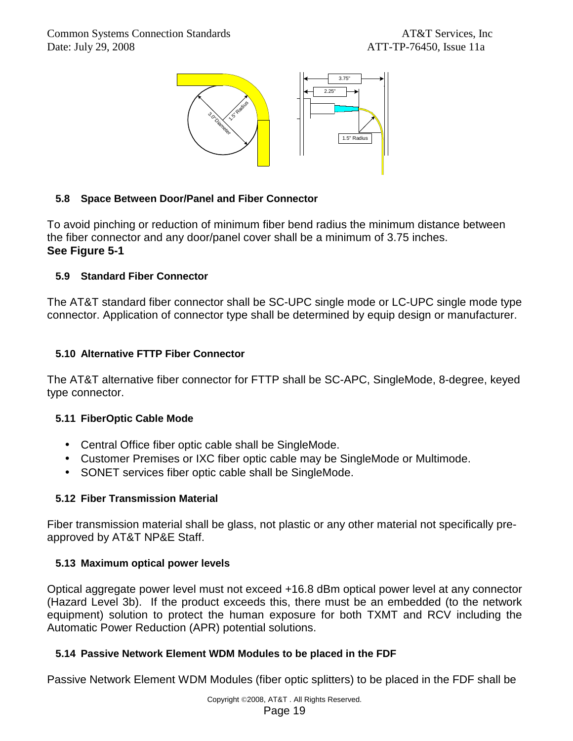### 5.8 Space Between Door/Panel and Fiber Connector

To avoid pinching or reduction of minimum fiber bend radius the minimum distance between the fiber connector and any door/panel cover shall be a minimum of 3.75 inches.
**See Figure 5-1**

### 5.9 Standard Fiber Connector

The AT&T standard fiber connector shall be SC-UPC single mode or LC-UPC single mode type connector. Application of connector type shall be determined by equip design or manufacturer.

### 5.10 Alternative FTTP Fiber Connector

The AT&T alternative fiber connector for FTTP shall be SC-APC, SingleMode, 8-degree, keyed type connector.

### 5.11 FiberOptic Cable Mode

- Central Office fiber optic cable shall be SingleMode.
- Customer Premises or IXC fiber optic cable may be SingleMode or Multimode.
- SONET services fiber optic cable shall be SingleMode.

### 5.12 Fiber Transmission Material

Fiber transmission material shall be glass, not plastic or any other material not specifically pre-approved by AT&T NP&E Staff.

### 5.13 Maximum optical power levels

Optical aggregate power level must not exceed +16.8 dBm optical power level at any connector (Hazard Level 3b). If the product exceeds this, there must be an embedded (to the network equipment) solution to protect the human exposure for both TXMT and RCV including the Automatic Power Reduction (APR) potential solutions.

### 5.14 Passive Network Element WDM Modules to be placed in the FDF

Passive Network Element WDM Modules (fiber optic splitters) to be placed in the FDF shall be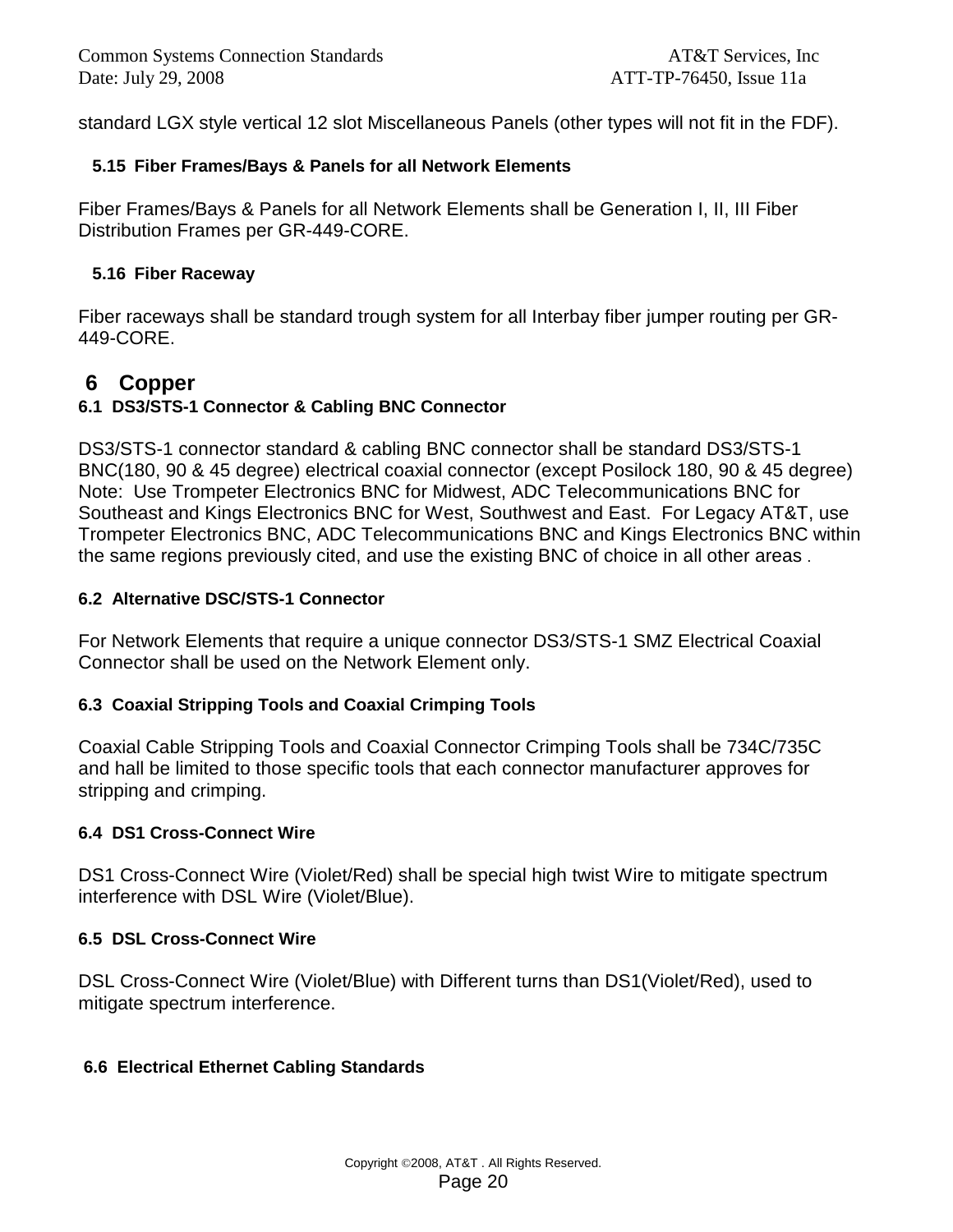standard LGX style vertical 12 slot Miscellaneous Panels (other types will not fit in the FDF).

### 5.15 Fiber Frames/Bays & Panels for all Network Elements

Fiber Frames/Bays & Panels for all Network Elements shall be Generation I, II, III Fiber Distribution Frames per GR-449-CORE.

### 5.16 Fiber Raceway

Fiber raceways shall be standard trough system for all Interbay fiber jumper routing per GR-449-CORE.

## 6 Copper

### 6.1 DS3/STS-1 Connector & Cabling BNC Connector

DS3/STS-1 connector standard & cabling BNC connector shall be standard DS3/STS-1 BNC(180, 90 & 45 degree) electrical coaxial connector (except Posilock 180, 90 & 45 degree) Note: Use Trompeter Electronics BNC for Midwest, ADC Telecommunications BNC for Southeast and Kings Electronics BNC for West, Southwest and East. For Legacy AT&T, use Trompeter Electronics BNC, ADC Telecommunications BNC and Kings Electronics BNC within the same regions previously cited, and use the existing BNC of choice in all other areas .

### 6.2 Alternative DSC/STS-1 Connector

For Network Elements that require a unique connector DS3/STS-1 SMZ Electrical Coaxial Connector shall be used on the Network Element only.

### 6.3 Coaxial Stripping Tools and Coaxial Crimping Tools

Coaxial Cable Stripping Tools and Coaxial Connector Crimping Tools shall be 734C/735C and hall be limited to those specific tools that each connector manufacturer approves for stripping and crimping.

### 6.4 DS1 Cross-Connect Wire

DS1 Cross-Connect Wire (Violet/Red) shall be special high twist Wire to mitigate spectrum interference with DSL Wire (Violet/Blue).

### 6.5 DSL Cross-Connect Wire

DSL Cross-Connect Wire (Violet/Blue) with Different turns than DS1(Violet/Red), used to mitigate spectrum interference.

### 6.6 Electrical Ethernet Cabling Standards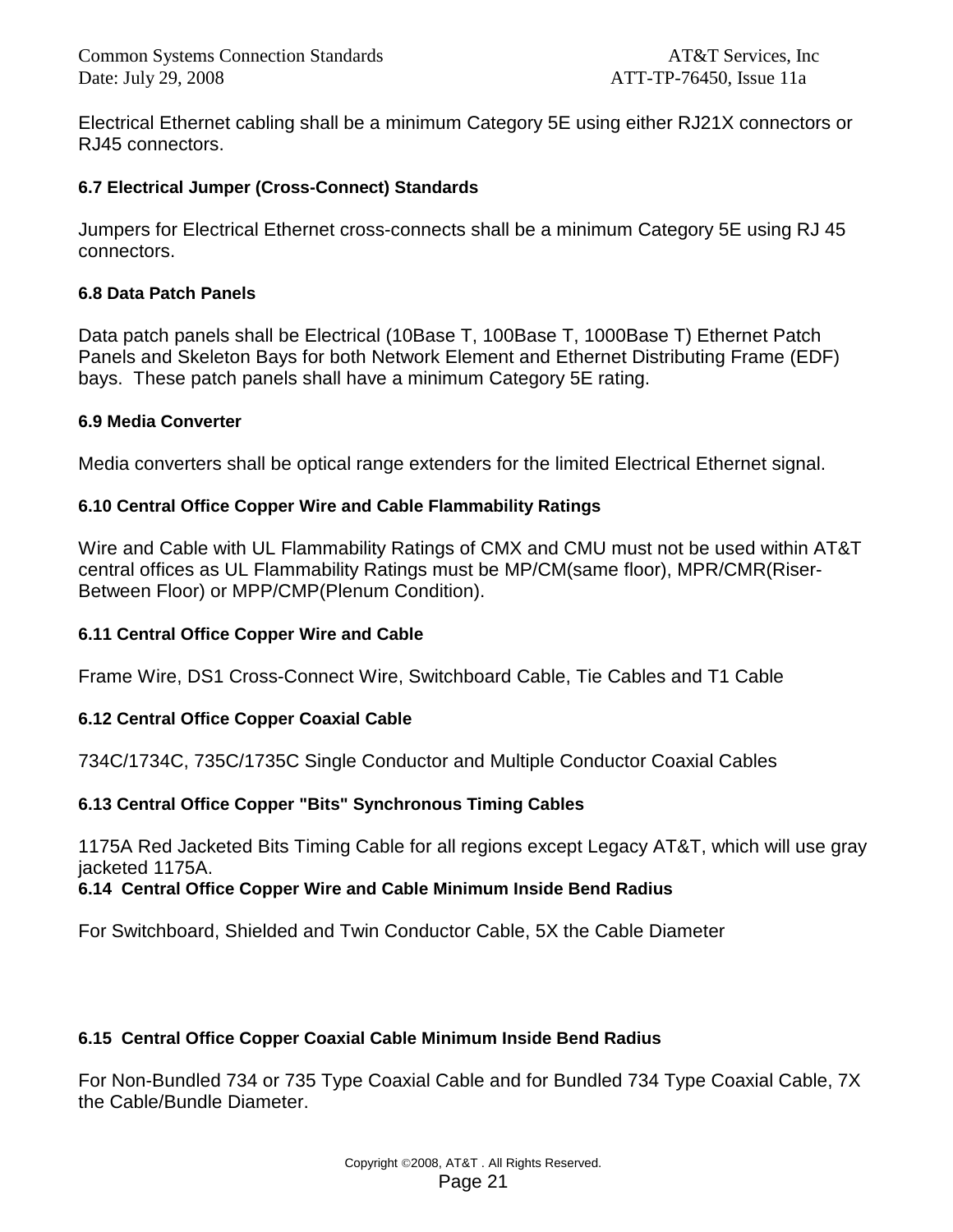Electrical Ethernet cabling shall be a minimum Category 5E using either RJ21X connectors or RJ45 connectors.

### 6.7 Electrical Jumper (Cross-Connect) Standards

Jumpers for Electrical Ethernet cross-connects shall be a minimum Category 5E using RJ 45 connectors.

### 6.8 Data Patch Panels

Data patch panels shall be Electrical (10Base T, 100Base T, 1000Base T) Ethernet Patch Panels and Skeleton Bays for both Network Element and Ethernet Distributing Frame (EDF) bays. These patch panels shall have a minimum Category 5E rating.

### 6.9 Media Converter

Media converters shall be optical range extenders for the limited Electrical Ethernet signal.

### 6.10 Central Office Copper Wire and Cable Flammability Ratings

Wire and Cable with UL Flammability Ratings of CMX and CMU must not be used within AT&T central offices as UL Flammability Ratings must be MP/CM(same floor), MPR/CMR(Riser-Between Floor) or MPP/CMP(Plenum Condition).

### 6.11 Central Office Copper Wire and Cable

Frame Wire, DS1 Cross-Connect Wire, Switchboard Cable, Tie Cables and T1 Cable

### 6.12 Central Office Copper Coaxial Cable

734C/1734C, 735C/1735C Single Conductor and Multiple Conductor Coaxial Cables

### 6.13 Central Office Copper "Bits" Synchronous Timing Cables

1175A Red Jacketed Bits Timing Cable for all regions except Legacy AT&T, which will use gray jacketed 1175A.

### 6.14 Central Office Copper Wire and Cable Minimum Inside Bend Radius

For Switchboard, Shielded and Twin Conductor Cable, 5X the Cable Diameter

### 6.15 Central Office Copper Coaxial Cable Minimum Inside Bend Radius

For Non-Bundled 734 or 735 Type Coaxial Cable and for Bundled 734 Type Coaxial Cable, 7X the Cable/Bundle Diameter.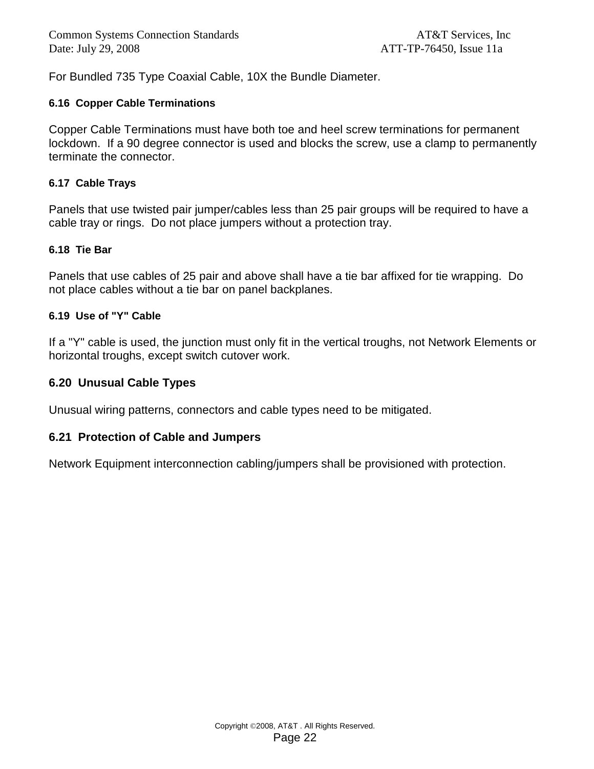For Bundled 735 Type Coaxial Cable, 10X the Bundle Diameter.

### 6.16 Copper Cable Terminations

Copper Cable Terminations must have both toe and heel screw terminations for permanent lockdown. If a 90 degree connector is used and blocks the screw, use a clamp to permanently terminate the connector.

### 6.17 Cable Trays

Panels that use twisted pair jumper/cables less than 25 pair groups will be required to have a cable tray or rings. Do not place jumpers without a protection tray.

### 6.18 Tie Bar

Panels that use cables of 25 pair and above shall have a tie bar affixed for tie wrapping. Do not place cables without a tie bar on panel backplanes.

### 6.19 Use of "Y" Cable

If a "Y" cable is used, the junction must only fit in the vertical troughs, not Network Elements or horizontal troughs, except switch cutover work.

### 6.20 Unusual Cable Types

Unusual wiring patterns, connectors and cable types need to be mitigated.

### 6.21 Protection of Cable and Jumpers

Network Equipment interconnection cabling/jumpers shall be provisioned with protection.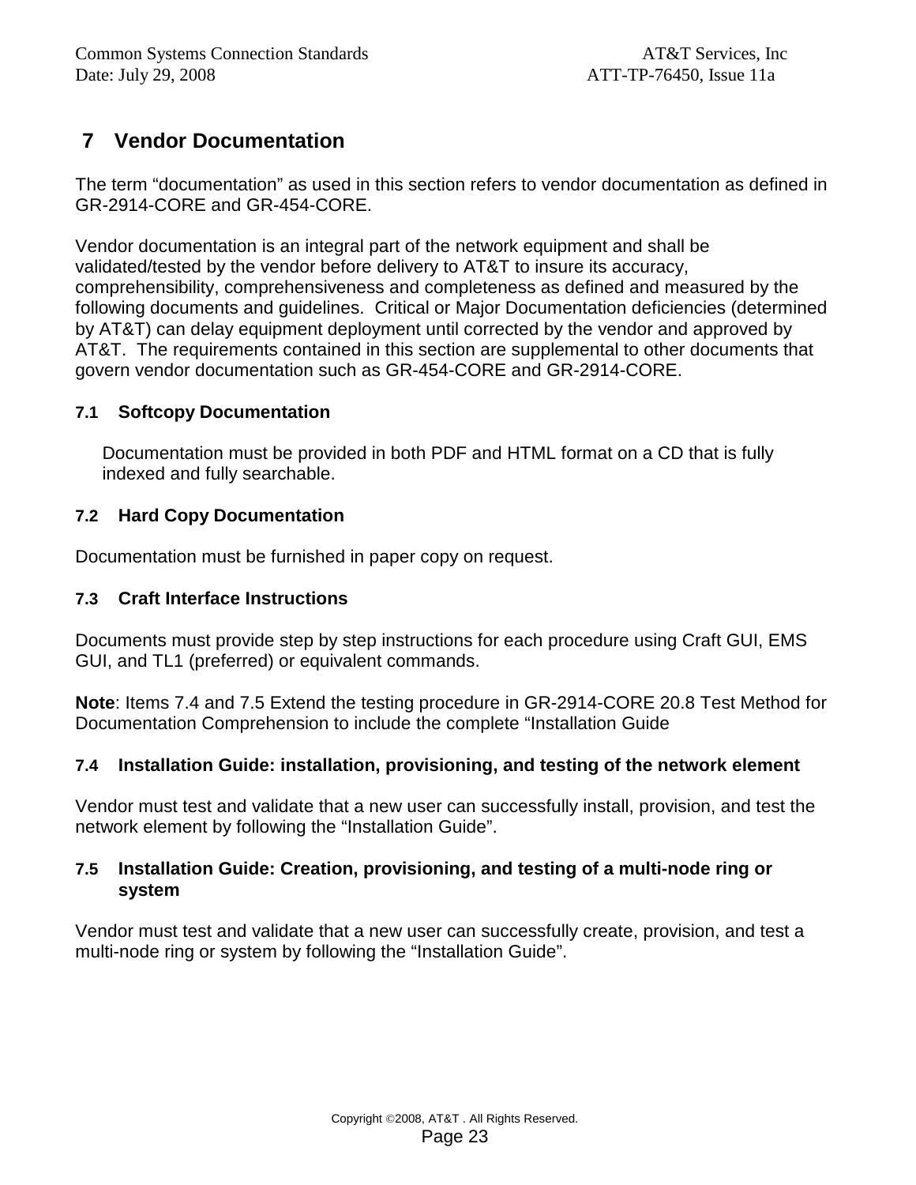# 7 Vendor Documentation

The term “documentation” as used in this section refers to vendor documentation as defined in GR-2914-CORE and GR-454-CORE.

Vendor documentation is an integral part of the network equipment and shall be validated/tested by the vendor before delivery to AT&T to insure its accuracy, comprehensibility, comprehensiveness and completeness as defined and measured by the following documents and guidelines. Critical or Major Documentation deficiencies (determined by AT&T) can delay equipment deployment until corrected by the vendor and approved by AT&T. The requirements contained in this section are supplemental to other documents that govern vendor documentation such as GR-454-CORE and GR-2914-CORE.

## 7.1 Softcopy Documentation

Documentation must be provided in both PDF and HTML format on a CD that is fully indexed and fully searchable.

## 7.2 Hard Copy Documentation

Documentation must be furnished in paper copy on request.

## 7.3 Craft Interface Instructions

Documents must provide step by step instructions for each procedure using Craft GUI, EMS GUI, and TL1 (preferred) or equivalent commands.

**Note**: Items 7.4 and 7.5 Extend the testing procedure in GR-2914-CORE 20.8 Test Method for Documentation Comprehension to include the complete “Installation Guide

## 7.4 Installation Guide: installation, provisioning, and testing of the network element

Vendor must test and validate that a new user can successfully install, provision, and test the network element by following the “Installation Guide”.

## 7.5 Installation Guide: Creation, provisioning, and testing of a multi-node ring or system

Vendor must test and validate that a new user can successfully create, provision, and test a multi-node ring or system by following the “Installation Guide”.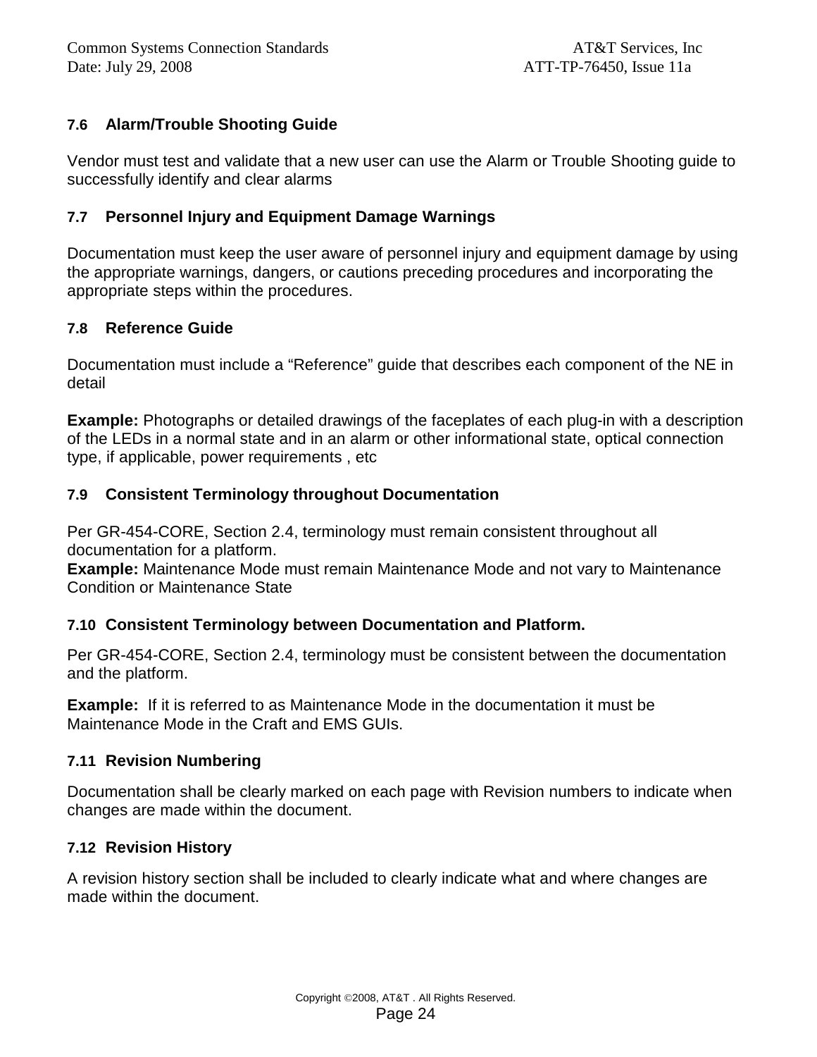### 7.6 Alarm/Trouble Shooting Guide

Vendor must test and validate that a new user can use the Alarm or Trouble Shooting guide to successfully identify and clear alarms

### 7.7 Personnel Injury and Equipment Damage Warnings

Documentation must keep the user aware of personnel injury and equipment damage by using the appropriate warnings, dangers, or cautions preceding procedures and incorporating the appropriate steps within the procedures.

### 7.8 Reference Guide

Documentation must include a “Reference” guide that describes each component of the NE in detail

**Example:** Photographs or detailed drawings of the faceplates of each plug-in with a description of the LEDs in a normal state and in an alarm or other informational state, optical connection type, if applicable, power requirements , etc

### 7.9 Consistent Terminology throughout Documentation

Per GR-454-CORE, Section 2.4, terminology must remain consistent throughout all documentation for a platform.
**Example:** Maintenance Mode must remain Maintenance Mode and not vary to Maintenance Condition or Maintenance State

### 7.10 Consistent Terminology between Documentation and Platform.

Per GR-454-CORE, Section 2.4, terminology must be consistent between the documentation and the platform.

**Example:** If it is referred to as Maintenance Mode in the documentation it must be Maintenance Mode in the Craft and EMS GUIs.

### 7.11 Revision Numbering

Documentation shall be clearly marked on each page with Revision numbers to indicate when changes are made within the document.

### 7.12 Revision History

A revision history section shall be included to clearly indicate what and where changes are made within the document.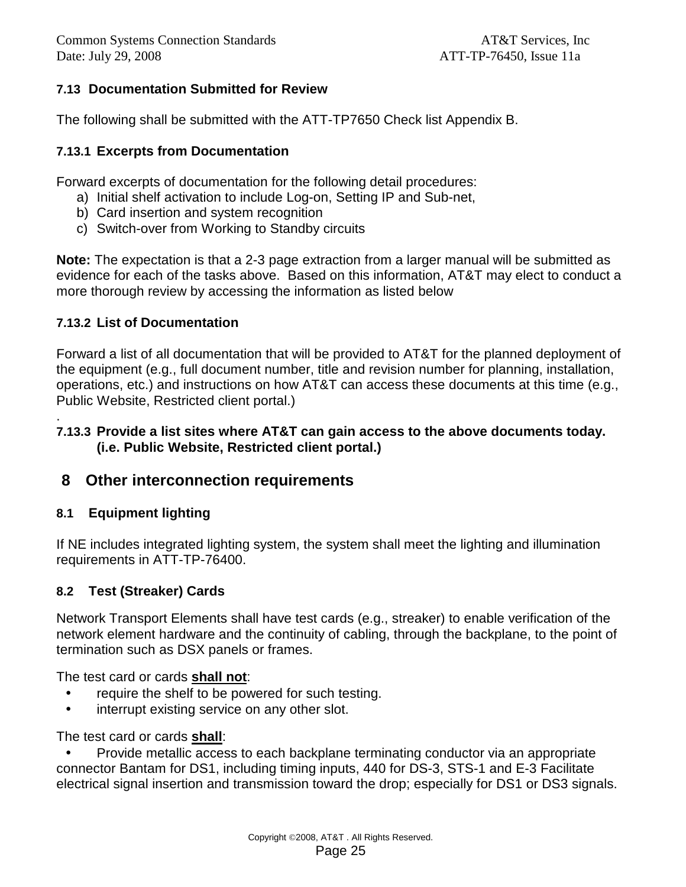### 7.13 Documentation Submitted for Review

The following shall be submitted with the ATT-TP7650 Check list Appendix B.

#### 7.13.1 Excerpts from Documentation

Forward excerpts of documentation for the following detail procedures:

a) Initial shelf activation to include Log-on, Setting IP and Sub-net,
b) Card insertion and system recognition
c) Switch-over from Working to Standby circuits

**Note:** The expectation is that a 2-3 page extraction from a larger manual will be submitted as evidence for each of the tasks above. Based on this information, AT&T may elect to conduct a more thorough review by accessing the information as listed below

#### 7.13.2 List of Documentation

Forward a list of all documentation that will be provided to AT&T for the planned deployment of the equipment (e.g., full document number, title and revision number for planning, installation, operations, etc.) and instructions on how AT&T can access these documents at this time (e.g., Public Website, Restricted client portal.)

.

#### 7.13.3 Provide a list sites where AT&T can gain access to the above documents today. (i.e. Public Website, Restricted client portal.)

# 8 Other interconnection requirements

### 8.1 Equipment lighting

If NE includes integrated lighting system, the system shall meet the lighting and illumination requirements in ATT-TP-76400.

### 8.2 Test (Streaker) Cards

Network Transport Elements shall have test cards (e.g., streaker) to enable verification of the network element hardware and the continuity of cabling, through the backplane, to the point of termination such as DSX panels or frames.

The test card or cards **shall not**:

- require the shelf to be powered for such testing.
- interrupt existing service on any other slot.

The test card or cards **shall**:

- Provide metallic access to each backplane terminating conductor via an appropriate connector Bantam for DS1, including timing inputs, 440 for DS-3, STS-1 and E-3 Facilitate electrical signal insertion and transmission toward the drop; especially for DS1 or DS3 signals.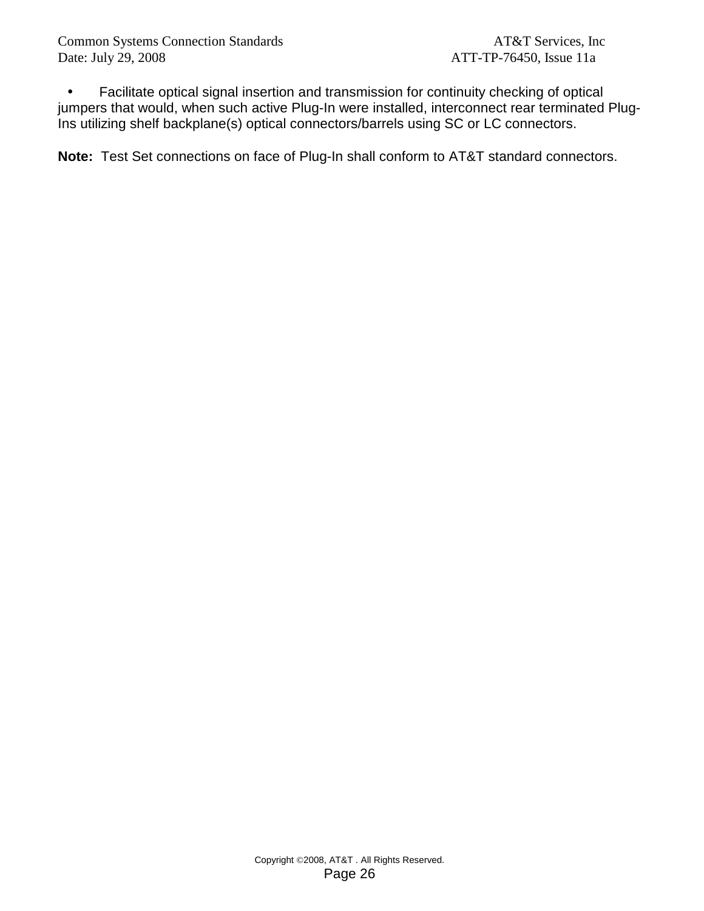- Facilitate optical signal insertion and transmission for continuity checking of optical jumpers that would, when such active Plug-In were installed, interconnect rear terminated Plug-Ins utilizing shelf backplane(s) optical connectors/barrels using SC or LC connectors.

**Note:** Test Set connections on face of Plug-In shall conform to AT&T standard connectors.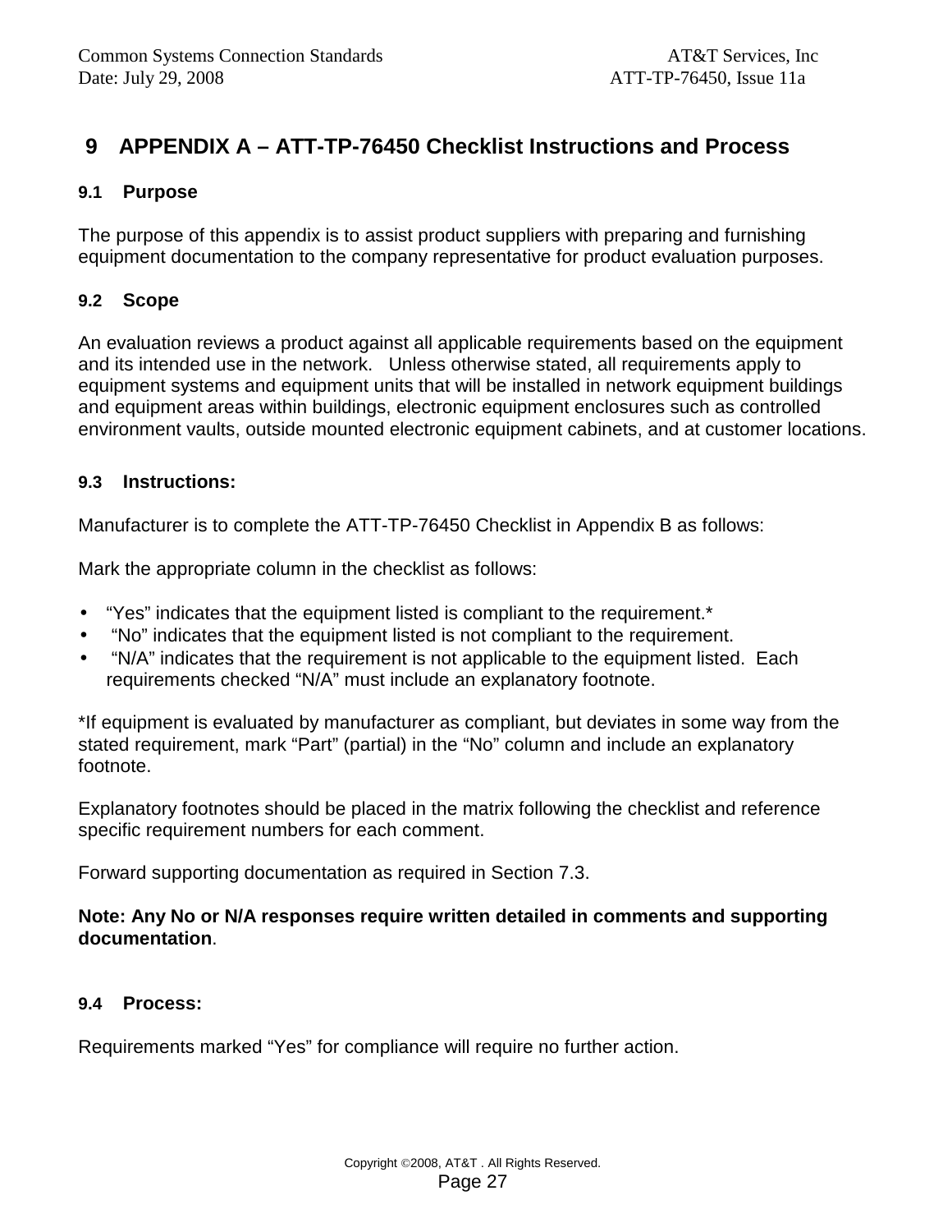# 9 APPENDIX A – ATT-TP-76450 Checklist Instructions and Process

## 9.1 Purpose

The purpose of this appendix is to assist product suppliers with preparing and furnishing equipment documentation to the company representative for product evaluation purposes.

## 9.2 Scope

An evaluation reviews a product against all applicable requirements based on the equipment and its intended use in the network. Unless otherwise stated, all requirements apply to equipment systems and equipment units that will be installed in network equipment buildings and equipment areas within buildings, electronic equipment enclosures such as controlled environment vaults, outside mounted electronic equipment cabinets, and at customer locations.

## 9.3 Instructions:

Manufacturer is to complete the ATT-TP-76450 Checklist in Appendix B as follows:

Mark the appropriate column in the checklist as follows:

- "Yes" indicates that the equipment listed is compliant to the requirement.*
- "No" indicates that the equipment listed is not compliant to the requirement.
- "N/A" indicates that the requirement is not applicable to the equipment listed. Each requirements checked "N/A" must include an explanatory footnote.

*If equipment is evaluated by manufacturer as compliant, but deviates in some way from the stated requirement, mark "Part" (partial) in the "No" column and include an explanatory footnote.

Explanatory footnotes should be placed in the matrix following the checklist and reference specific requirement numbers for each comment.

Forward supporting documentation as required in Section 7.3.

**Note: Any No or N/A responses require written detailed in comments and supporting documentation**.

## 9.4 Process:

Requirements marked "Yes" for compliance will require no further action.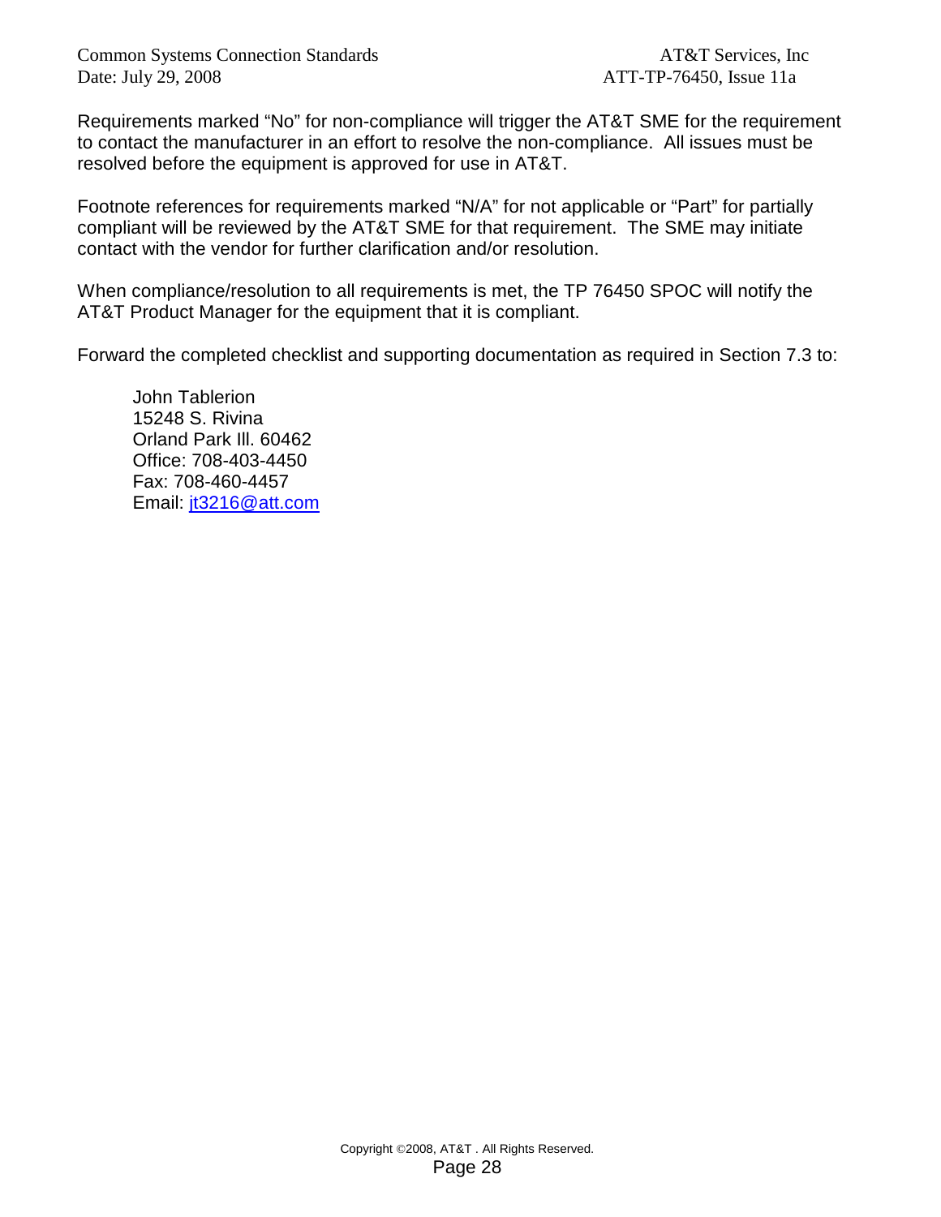Requirements marked “No” for non-compliance will trigger the AT&T SME for the requirement to contact the manufacturer in an effort to resolve the non-compliance. All issues must be resolved before the equipment is approved for use in AT&T.

Footnote references for requirements marked “N/A” for not applicable or “Part” for partially compliant will be reviewed by the AT&T SME for that requirement. The SME may initiate contact with the vendor for further clarification and/or resolution.

When compliance/resolution to all requirements is met, the TP 76450 SPOC will notify the AT&T Product Manager for the equipment that it is compliant.

Forward the completed checklist and supporting documentation as required in Section 7.3 to:

John Tablerion
15248 S. Rivina
Orland Park Ill. 60462
Office: 708-403-4450
Fax: 708-460-4457
Email: jt3216@att.com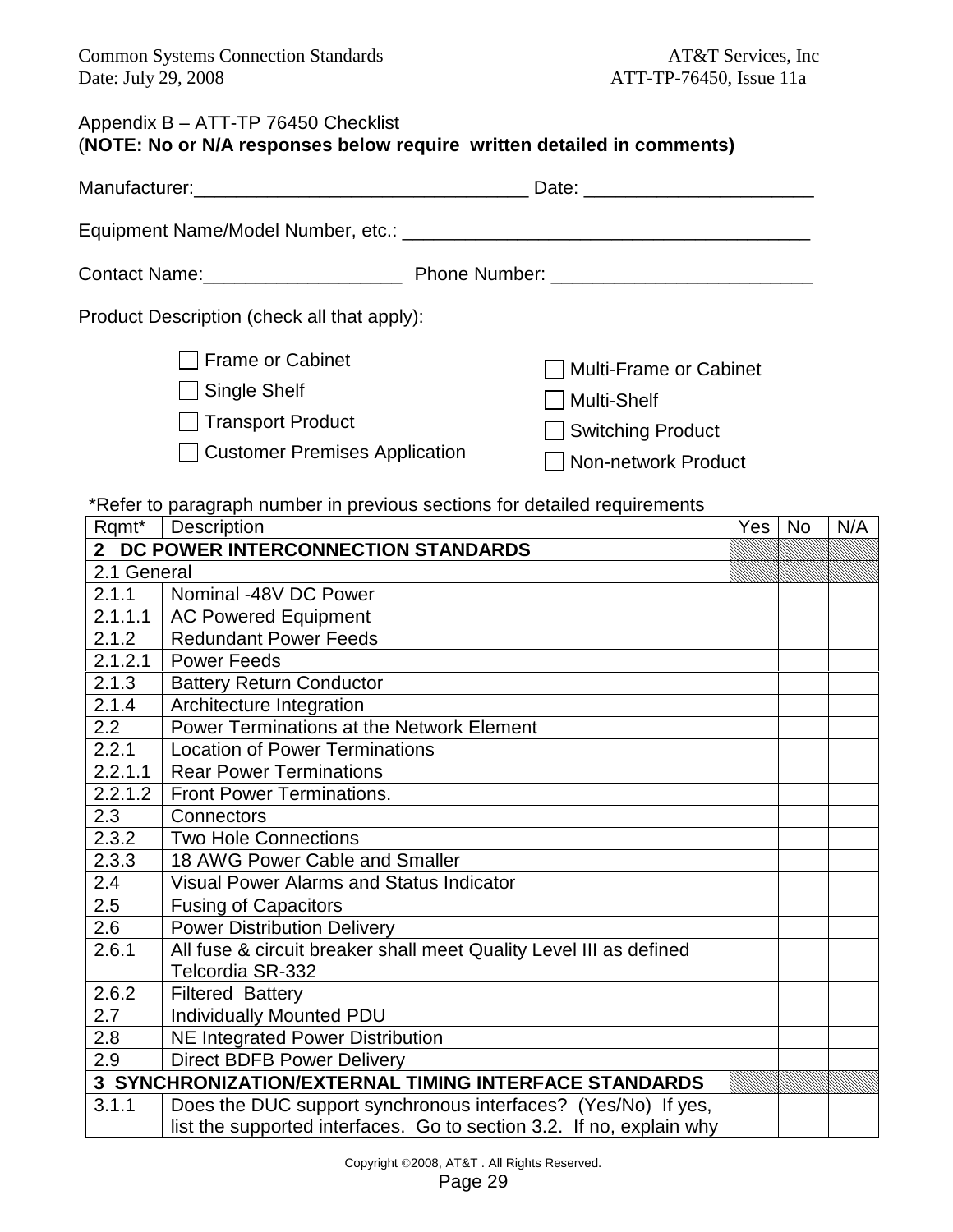Appendix B – ATT-TP 76450 Checklist
(**NOTE: No or N/A responses below require written detailed in comments)**

Manufacturer:________________________________ Date: ______________________

Equipment Name/Model Number, etc.: ________________________________________

Contact Name:___________________ Phone Number: _________________________

Product Description (check all that apply):

- ☐ Frame or Cabinet
- ☐ Single Shelf
- ☐ Transport Product
- ☐ Customer Premises Application
- ☐ Multi-Frame or Cabinet
- ☐ Multi-Shelf
- ☐ Switching Product
- ☐ Non-network Product

*Refer to paragraph number in previous sections for detailed requirements

| Rqmt* | Description | Yes | No | N/A |
|---|---|---|---|---|
| **2** | **DC POWER INTERCONNECTION STANDARDS** | | | |
| 2.1 General | | | | |
| 2.1.1 | Nominal -48V DC Power | | | |
| 2.1.1.1 | AC Powered Equipment | | | |
| 2.1.2 | Redundant Power Feeds | | | |
| 2.1.2.1 | Power Feeds | | | |
| 2.1.3 | Battery Return Conductor | | | |
| 2.1.4 | Architecture Integration | | | |
| 2.2 | Power Terminations at the Network Element | | | |
| 2.2.1 | Location of Power Terminations | | | |
| 2.2.1.1 | Rear Power Terminations | | | |
| 2.2.1.2 | Front Power Terminations. | | | |
| 2.3 | Connectors | | | |
| 2.3.2 | Two Hole Connections | | | |
| 2.3.3 | 18 AWG Power Cable and Smaller | | | |
| 2.4 | Visual Power Alarms and Status Indicator | | | |
| 2.5 | Fusing of Capacitors | | | |
| 2.6 | Power Distribution Delivery | | | |
| 2.6.1 | All fuse & circuit breaker shall meet Quality Level III as defined Telcordia SR-332 | | | |
| 2.6.2 | Filtered Battery | | | |
| 2.7 | Individually Mounted PDU | | | |
| 2.8 | NE Integrated Power Distribution | | | |
| 2.9 | Direct BDFB Power Delivery | | | |
| **3** | **SYNCHRONIZATION/EXTERNAL TIMING INTERFACE STANDARDS** | | | |
| 3.1.1 | Does the DUC support synchronous interfaces? (Yes/No) If yes, list the supported interfaces. Go to section 3.2. If no, explain why | | | |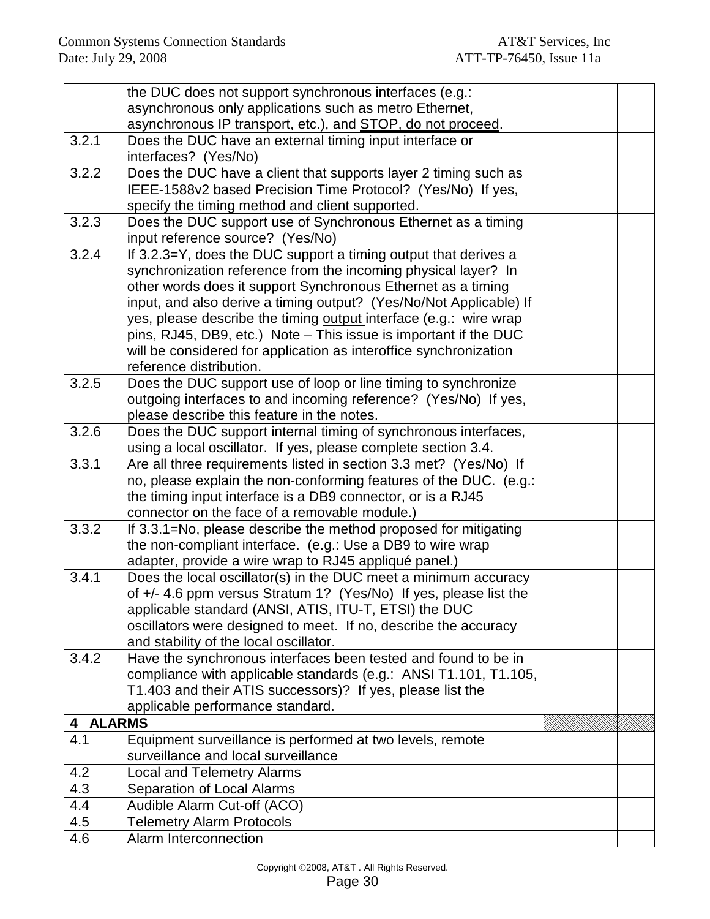| | | | | |
|---|---|---|---|---|
| | the DUC does not support synchronous interfaces (e.g.: asynchronous only applications such as metro Ethernet, asynchronous IP transport, etc.), and <u>STOP, do not proceed</u>. | | | |
| 3.2.1 | Does the DUC have an external timing input interface or interfaces? (Yes/No) | | | |
| 3.2.2 | Does the DUC have a client that supports layer 2 timing such as IEEE-1588v2 based Precision Time Protocol? (Yes/No) If yes, specify the timing method and client supported. | | | |
| 3.2.3 | Does the DUC support use of Synchronous Ethernet as a timing input reference source? (Yes/No) | | | |
| 3.2.4 | If 3.2.3=Y, does the DUC support a timing output that derives a synchronization reference from the incoming physical layer? In other words does it support Synchronous Ethernet as a timing input, and also derive a timing output? (Yes/No/Not Applicable) If yes, please describe the timing <u>output</u> interface (e.g.: wire wrap pins, RJ45, DB9, etc.) Note – This issue is important if the DUC will be considered for application as interoffice synchronization reference distribution. | | | |
| 3.2.5 | Does the DUC support use of loop or line timing to synchronize outgoing interfaces to and incoming reference? (Yes/No) If yes, please describe this feature in the notes. | | | |
| 3.2.6 | Does the DUC support internal timing of synchronous interfaces, using a local oscillator. If yes, please complete section 3.4. | | | |
| 3.3.1 | Are all three requirements listed in section 3.3 met? (Yes/No) If no, please explain the non-conforming features of the DUC. (e.g.: the timing input interface is a DB9 connector, or is a RJ45 connector on the face of a removable module.) | | | |
| 3.3.2 | If 3.3.1=No, please describe the method proposed for mitigating the non-compliant interface. (e.g.: Use a DB9 to wire wrap adapter, provide a wire wrap to RJ45 appliqué panel.) | | | |
| 3.4.1 | Does the local oscillator(s) in the DUC meet a minimum accuracy of +/- 4.6 ppm versus Stratum 1? (Yes/No) If yes, please list the applicable standard (ANSI, ATIS, ITU-T, ETSI) the DUC oscillators were designed to meet. If no, describe the accuracy and stability of the local oscillator. | | | |
| 3.4.2 | Have the synchronous interfaces been tested and found to be in compliance with applicable standards (e.g.: ANSI T1.101, T1.105, T1.403 and their ATIS successors)? If yes, please list the applicable performance standard. | | | |
| **4 ALARMS** | | | | |
| 4.1 | Equipment surveillance is performed at two levels, remote surveillance and local surveillance | | | |
| 4.2 | Local and Telemetry Alarms | | | |
| 4.3 | Separation of Local Alarms | | | |
| 4.4 | Audible Alarm Cut-off (ACO) | | | |
| 4.5 | Telemetry Alarm Protocols | | | |
| 4.6 | Alarm Interconnection | | | |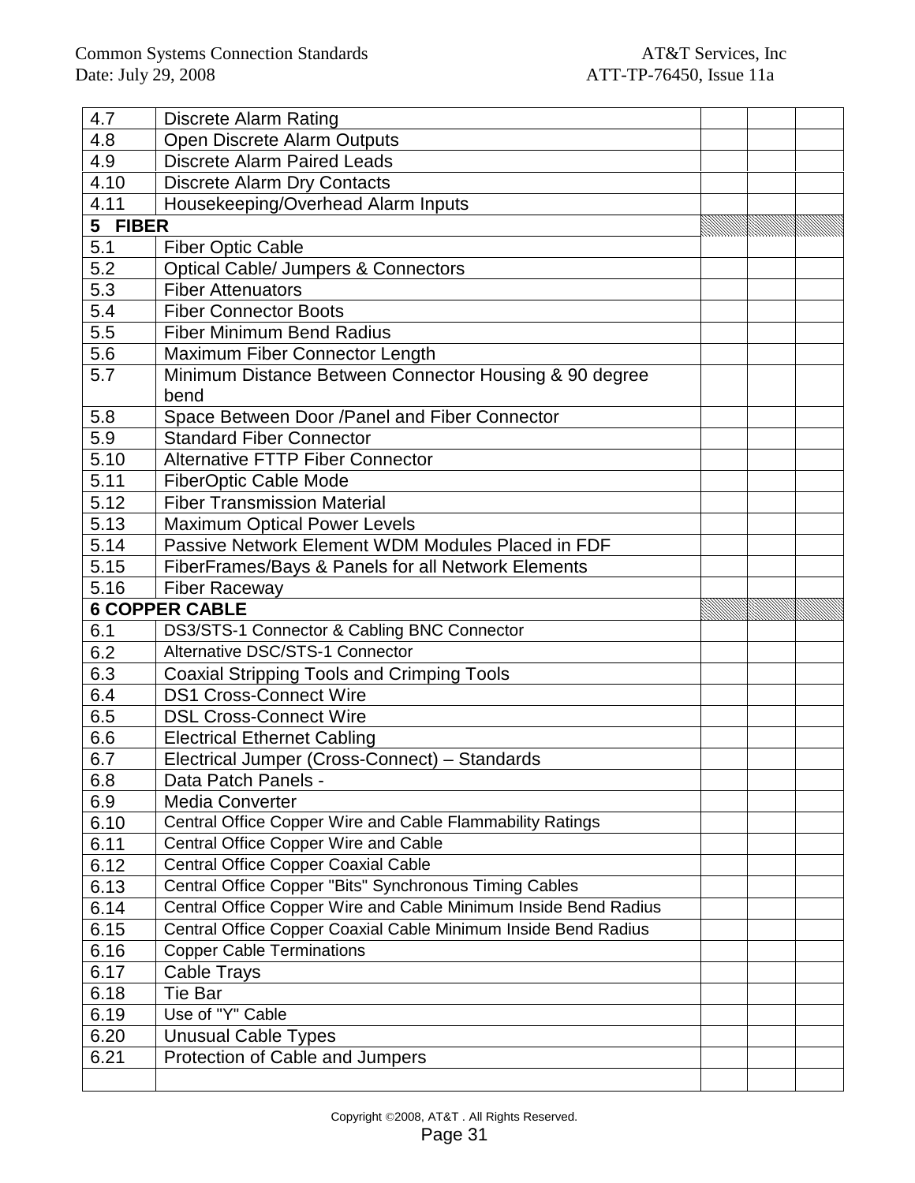| | | | | |
|---|---|---|---|---|
| 4.7 | Discrete Alarm Rating | | | |
| 4.8 | Open Discrete Alarm Outputs | | | |
| 4.9 | Discrete Alarm Paired Leads | | | |
| 4.10 | Discrete Alarm Dry Contacts | | | |
| 4.11 | Housekeeping/Overhead Alarm Inputs | | | |
| **5 FIBER** | | | | |
| 5.1 | Fiber Optic Cable | | | |
| 5.2 | Optical Cable/ Jumpers & Connectors | | | |
| 5.3 | Fiber Attenuators | | | |
| 5.4 | Fiber Connector Boots | | | |
| 5.5 | Fiber Minimum Bend Radius | | | |
| 5.6 | Maximum Fiber Connector Length | | | |
| 5.7 | Minimum Distance Between Connector Housing & 90 degree bend | | | |
| 5.8 | Space Between Door /Panel and Fiber Connector | | | |
| 5.9 | Standard Fiber Connector | | | |
| 5.10 | Alternative FTTP Fiber Connector | | | |
| 5.11 | FiberOptic Cable Mode | | | |
| 5.12 | Fiber Transmission Material | | | |
| 5.13 | Maximum Optical Power Levels | | | |
| 5.14 | Passive Network Element WDM Modules Placed in FDF | | | |
| 5.15 | FiberFrames/Bays & Panels for all Network Elements | | | |
| 5.16 | Fiber Raceway | | | |
| **6 COPPER CABLE** | | | | |
| 6.1 | DS3/STS-1 Connector & Cabling BNC Connector | | | |
| 6.2 | Alternative DSC/STS-1 Connector | | | |
| 6.3 | Coaxial Stripping Tools and Crimping Tools | | | |
| 6.4 | DS1 Cross-Connect Wire | | | |
| 6.5 | DSL Cross-Connect Wire | | | |
| 6.6 | Electrical Ethernet Cabling | | | |
| 6.7 | Electrical Jumper (Cross-Connect) – Standards | | | |
| 6.8 | Data Patch Panels - | | | |
| 6.9 | Media Converter | | | |
| 6.10 | Central Office Copper Wire and Cable Flammability Ratings | | | |
| 6.11 | Central Office Copper Wire and Cable | | | |
| 6.12 | Central Office Copper Coaxial Cable | | | |
| 6.13 | Central Office Copper "Bits" Synchronous Timing Cables | | | |
| 6.14 | Central Office Copper Wire and Cable Minimum Inside Bend Radius | | | |
| 6.15 | Central Office Copper Coaxial Cable Minimum Inside Bend Radius | | | |
| 6.16 | Copper Cable Terminations | | | |
| 6.17 | Cable Trays | | | |
| 6.18 | Tie Bar | | | |
| 6.19 | Use of "Y" Cable | | | |
| 6.20 | Unusual Cable Types | | | |
| 6.21 | Protection of Cable and Jumpers | | | |
| | | | | |

Copyright ©2008, AT&T . All Rights Reserved.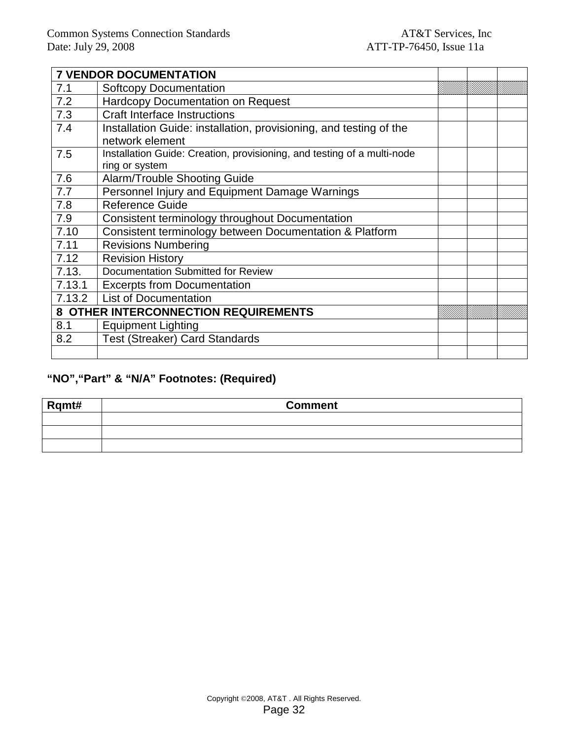| 7 VENDOR DOCUMENTATION | | | | |
|---|---|---|---|---|
| 7.1 | Softcopy Documentation | | | |
| 7.2 | Hardcopy Documentation on Request | | | |
| 7.3 | Craft Interface Instructions | | | |
| 7.4 | Installation Guide: installation, provisioning, and testing of the network element | | | |
| 7.5 | Installation Guide: Creation, provisioning, and testing of a multi-node ring or system | | | |
| 7.6 | Alarm/Trouble Shooting Guide | | | |
| 7.7 | Personnel Injury and Equipment Damage Warnings | | | |
| 7.8 | Reference Guide | | | |
| 7.9 | Consistent terminology throughout Documentation | | | |
| 7.10 | Consistent terminology between Documentation & Platform | | | |
| 7.11 | Revisions Numbering | | | |
| 7.12 | Revision History | | | |
| 7.13. | Documentation Submitted for Review | | | |
| 7.13.1 | Excerpts from Documentation | | | |
| 7.13.2 | List of Documentation | | | |
| 8 OTHER INTERCONNECTION REQUIREMENTS | | | | |
| 8.1 | Equipment Lighting | | | |
| 8.2 | Test (Streaker) Card Standards | | | |
| | | | | |

**"NO","Part" & "N/A" Footnotes: (Required)**

| Rqmt# | Comment |
|---|---|
| | |
| | |
| | |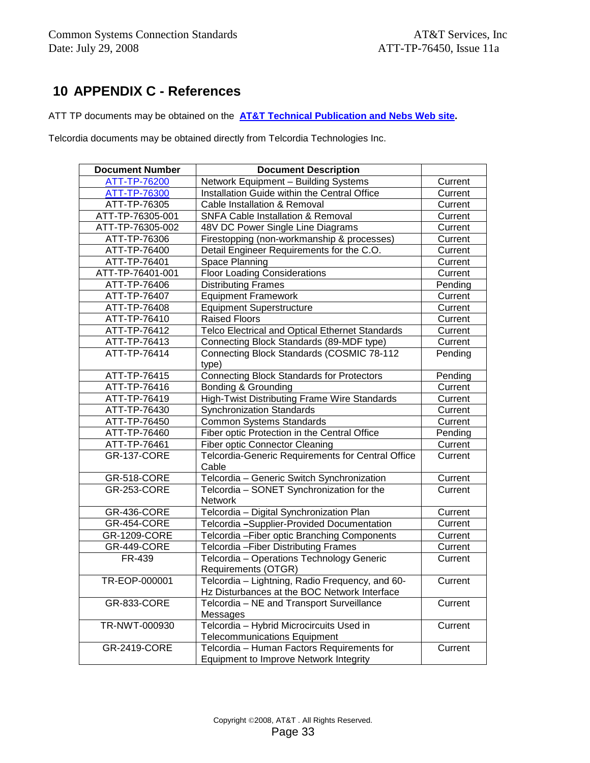# 10 APPENDIX C - References

ATT TP documents may be obtained on the **AT&T Technical Publication and Nebs Web site**.

Telcordia documents may be obtained directly from Telcordia Technologies Inc.

| Document Number | Document Description | |
|---|---|---|
| ATT-TP-76200 | Network Equipment – Building Systems | Current |
| ATT-TP-76300 | Installation Guide within the Central Office | Current |
| ATT-TP-76305 | Cable Installation & Removal | Current |
| ATT-TP-76305-001 | SNFA Cable Installation & Removal | Current |
| ATT-TP-76305-002 | 48V DC Power Single Line Diagrams | Current |
| ATT-TP-76306 | Firestopping (non-workmanship & processes) | Current |
| ATT-TP-76400 | Detail Engineer Requirements for the C.O. | Current |
| ATT-TP-76401 | Space Planning | Current |
| ATT-TP-76401-001 | Floor Loading Considerations | Current |
| ATT-TP-76406 | Distributing Frames | Pending |
| ATT-TP-76407 | Equipment Framework | Current |
| ATT-TP-76408 | Equipment Superstructure | Current |
| ATT-TP-76410 | Raised Floors | Current |
| ATT-TP-76412 | Telco Electrical and Optical Ethernet Standards | Current |
| ATT-TP-76413 | Connecting Block Standards (89-MDF type) | Current |
| ATT-TP-76414 | Connecting Block Standards (COSMIC 78-112 type) | Pending |
| ATT-TP-76415 | Connecting Block Standards for Protectors | Pending |
| ATT-TP-76416 | Bonding & Grounding | Current |
| ATT-TP-76419 | High-Twist Distributing Frame Wire Standards | Current |
| ATT-TP-76430 | Synchronization Standards | Current |
| ATT-TP-76450 | Common Systems Standards | Current |
| ATT-TP-76460 | Fiber optic Protection in the Central Office | Pending |
| ATT-TP-76461 | Fiber optic Connector Cleaning | Current |
| GR-137-CORE | Telcordia-Generic Requirements for Central Office Cable | Current |
| GR-518-CORE | Telcordia – Generic Switch Synchronization | Current |
| GR-253-CORE | Telcordia – SONET Synchronization for the Network | Current |
| GR-436-CORE | Telcordia – Digital Synchronization Plan | Current |
| GR-454-CORE | Telcordia –Supplier-Provided Documentation | Current |
| GR-1209-CORE | Telcordia –Fiber optic Branching Components | Current |
| GR-449-CORE | Telcordia –Fiber Distributing Frames | Current |
| FR-439 | Telcordia – Operations Technology Generic Requirements (OTGR) | Current |
| TR-EOP-000001 | Telcordia – Lightning, Radio Frequency, and 60-Hz Disturbances at the BOC Network Interface | Current |
| GR-833-CORE | Telcordia – NE and Transport Surveillance Messages | Current |
| TR-NWT-000930 | Telcordia – Hybrid Microcircuits Used in Telecommunications Equipment | Current |
| GR-2419-CORE | Telcordia – Human Factors Requirements for Equipment to Improve Network Integrity | Current |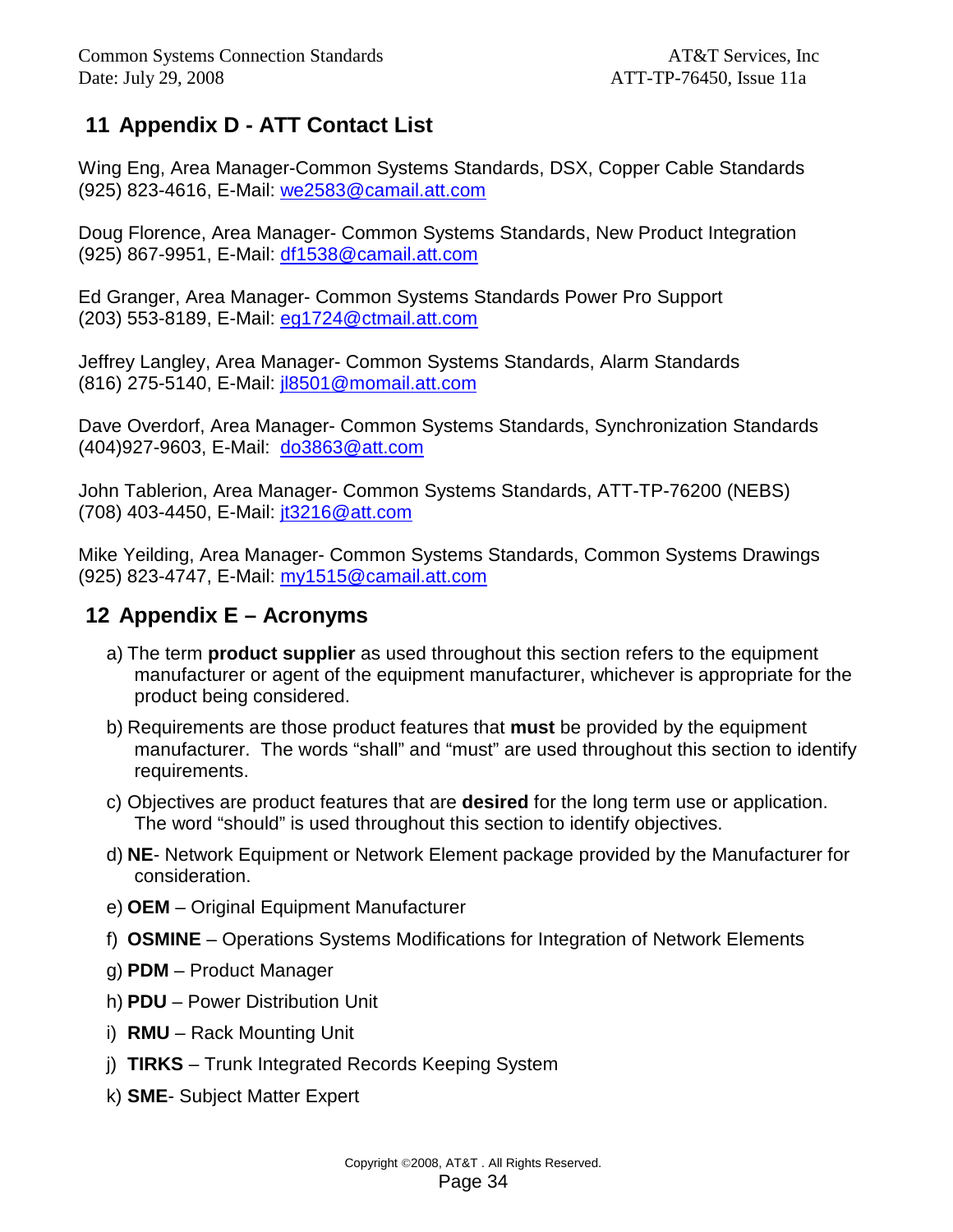## 11 Appendix D - ATT Contact List

Wing Eng, Area Manager-Common Systems Standards, DSX, Copper Cable Standards
(925) 823-4616, E-Mail: we2583@camail.att.com

Doug Florence, Area Manager- Common Systems Standards, New Product Integration
(925) 867-9951, E-Mail: df1538@camail.att.com

Ed Granger, Area Manager- Common Systems Standards Power Pro Support
(203) 553-8189, E-Mail: eg1724@ctmail.att.com

Jeffrey Langley, Area Manager- Common Systems Standards, Alarm Standards
(816) 275-5140, E-Mail: jl8501@momail.att.com

Dave Overdorf, Area Manager- Common Systems Standards, Synchronization Standards
(404)927-9603, E-Mail: do3863@att.com

John Tablerion, Area Manager- Common Systems Standards, ATT-TP-76200 (NEBS)
(708) 403-4450, E-Mail: jt3216@att.com

Mike Yeilding, Area Manager- Common Systems Standards, Common Systems Drawings
(925) 823-4747, E-Mail: my1515@camail.att.com

## 12 Appendix E – Acronyms

a) The term **product supplier** as used throughout this section refers to the equipment manufacturer or agent of the equipment manufacturer, whichever is appropriate for the product being considered.

b) Requirements are those product features that **must** be provided by the equipment manufacturer. The words "shall" and "must" are used throughout this section to identify requirements.

c) Objectives are product features that are **desired** for the long term use or application. The word "should" is used throughout this section to identify objectives.

d) **NE**- Network Equipment or Network Element package provided by the Manufacturer for consideration.

e) **OEM** – Original Equipment Manufacturer

f) **OSMINE** – Operations Systems Modifications for Integration of Network Elements

g) **PDM** – Product Manager

h) **PDU** – Power Distribution Unit

i) **RMU** – Rack Mounting Unit

j) **TIRKS** – Trunk Integrated Records Keeping System

k) **SME**- Subject Matter Expert